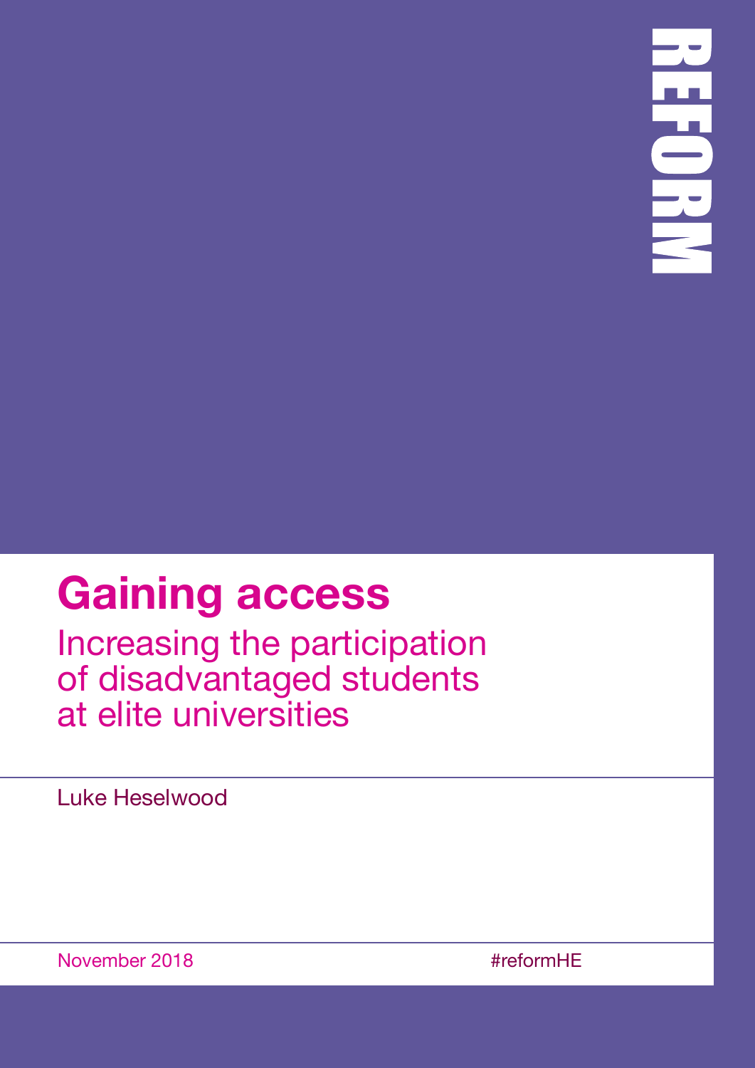REFORM

# Gaining access

## Increasing the participation of disadvantaged students at elite universities

Luke Heselwood

November 2018

#reformHE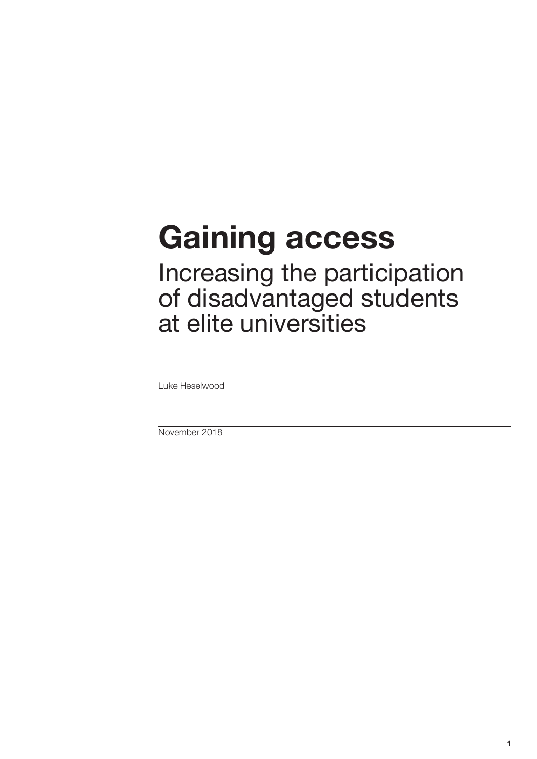# Gaining access

## Increasing the participation of disadvantaged students at elite universities

Luke Heselwood

November 2018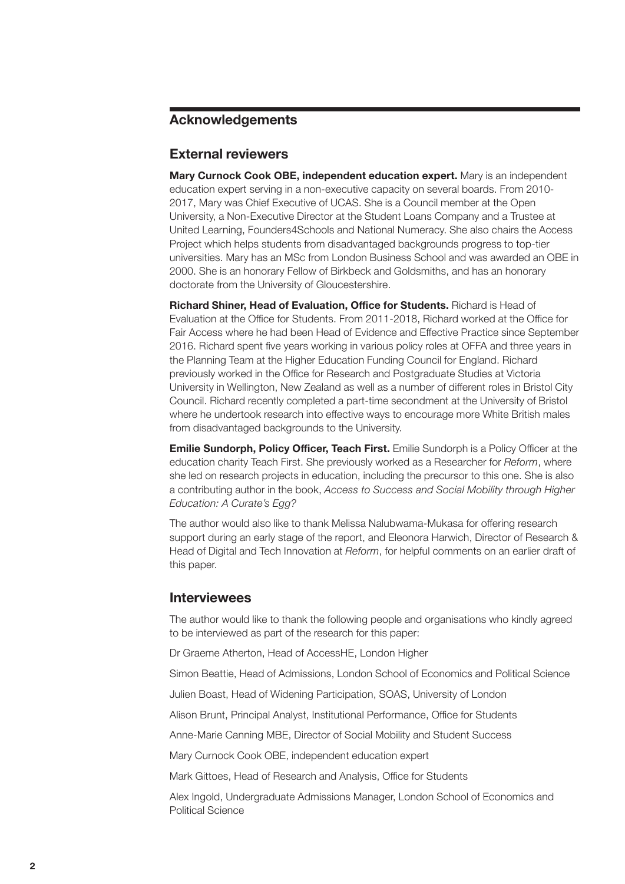## Acknowledgements

### External reviewers

**Mary Curnock Cook OBE, independent education expert.** Mary is an independent education expert serving in a non-executive capacity on several boards. From 2010-2017, Mary was Chief Executive of UCAS. She is a Council member at the Open University, a Non-Executive Director at the Student Loans Company and a Trustee at United Learning, Founders4Schools and National Numeracy. She also chairs the Access Project which helps students from disadvantaged backgrounds progress to top-tier universities. Mary has an MSc from London Business School and was awarded an OBE in 2000. She is an honorary Fellow of Birkbeck and Goldsmiths, and has an honorary doctorate from the University of Gloucestershire.

**Richard Shiner, Head of Evaluation, Office for Students.** Richard is Head of Evaluation at the Office for Students. From 2011-2018, Richard worked at the Office for Fair Access where he had been Head of Evidence and Effective Practice since September 2016. Richard spent five years working in various policy roles at OFFA and three years in the Planning Team at the Higher Education Funding Council for England. Richard previously worked in the Office for Research and Postgraduate Studies at Victoria University in Wellington, New Zealand as well as a number of different roles in Bristol City Council. Richard recently completed a part-time secondment at the University of Bristol where he undertook research into effective ways to encourage more White British males from disadvantaged backgrounds to the University.

**Emilie Sundorph, Policy Officer, Teach First.** Emilie Sundorph is a Policy Officer at the education charity Teach First. She previously worked as a Researcher for *Reform*, where she led on research projects in education, including the precursor to this one. She is also a contributing author in the book, *Access to Success and Social Mobility through Higher Education: A Curate's Egg?*

The author would also like to thank Melissa Nalubwama-Mukasa for offering research support during an early stage of the report, and Eleonora Harwich, Director of Research & Head of Digital and Tech Innovation at *Reform*, for helpful comments on an earlier draft of this paper.

### Interviewees

The author would like to thank the following people and organisations who kindly agreed to be interviewed as part of the research for this paper:

Dr Graeme Atherton, Head of AccessHE, London Higher

Simon Beattie, Head of Admissions, London School of Economics and Political Science

Julien Boast, Head of Widening Participation, SOAS, University of London

Alison Brunt, Principal Analyst, Institutional Performance, Office for Students

Anne-Marie Canning MBE, Director of Social Mobility and Student Success

Mary Curnock Cook OBE, independent education expert

Mark Gittoes, Head of Research and Analysis, Office for Students

Alex Ingold, Undergraduate Admissions Manager, London School of Economics and Political Science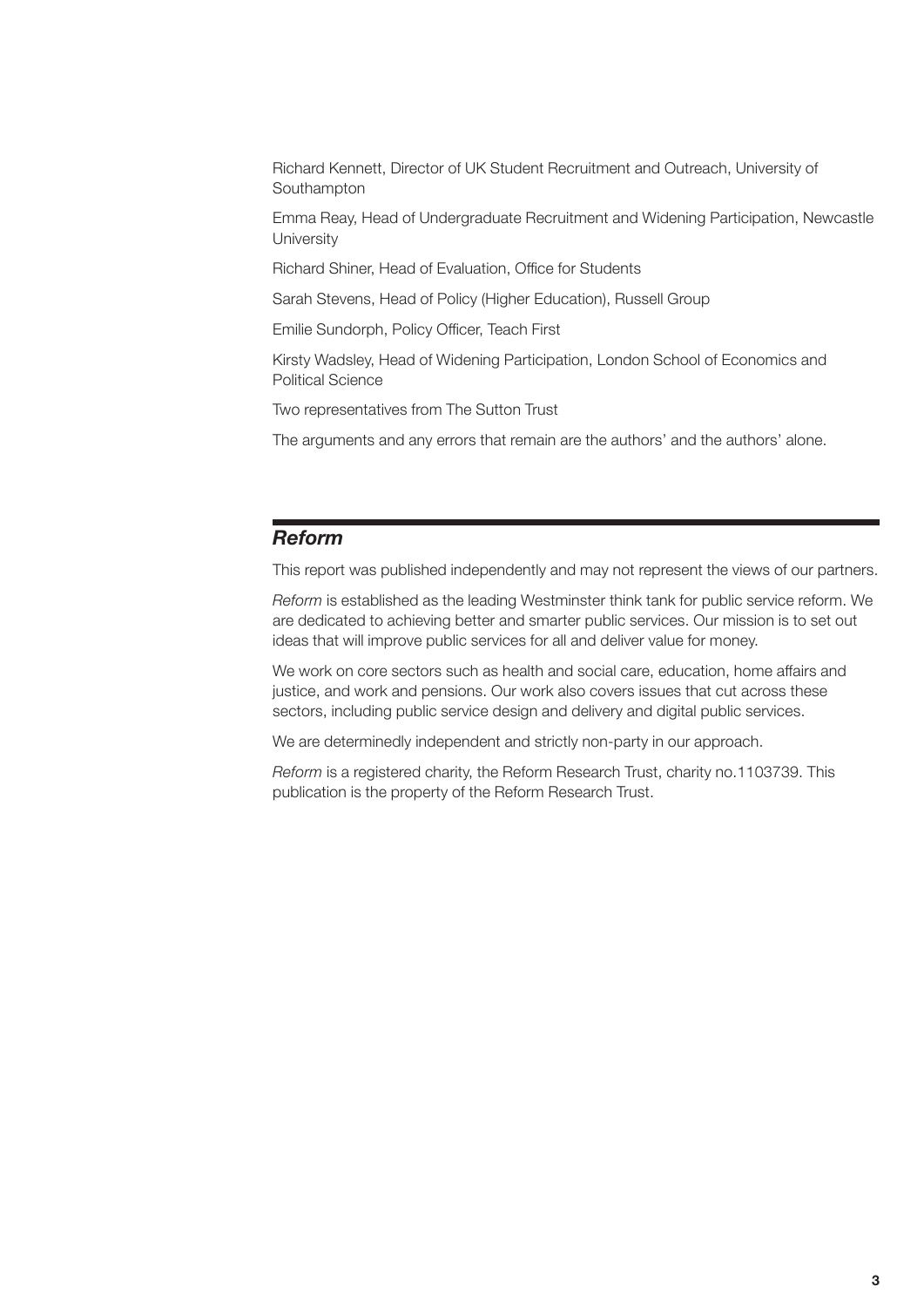Richard Kennett, Director of UK Student Recruitment and Outreach, University of Southampton

Emma Reay, Head of Undergraduate Recruitment and Widening Participation, Newcastle University

Richard Shiner, Head of Evaluation, Office for Students

Sarah Stevens, Head of Policy (Higher Education), Russell Group

Emilie Sundorph, Policy Officer, Teach First

Kirsty Wadsley, Head of Widening Participation, London School of Economics and Political Science

Two representatives from The Sutton Trust

The arguments and any errors that remain are the authors' and the authors' alone.

## *Reform*

This report was published independently and may not represent the views of our partners.

*Reform* is established as the leading Westminster think tank for public service reform. We are dedicated to achieving better and smarter public services. Our mission is to set out ideas that will improve public services for all and deliver value for money.

We work on core sectors such as health and social care, education, home affairs and justice, and work and pensions. Our work also covers issues that cut across these sectors, including public service design and delivery and digital public services.

We are determinedly independent and strictly non-party in our approach.

*Reform* is a registered charity, the Reform Research Trust, charity no.1103739. This publication is the property of the Reform Research Trust.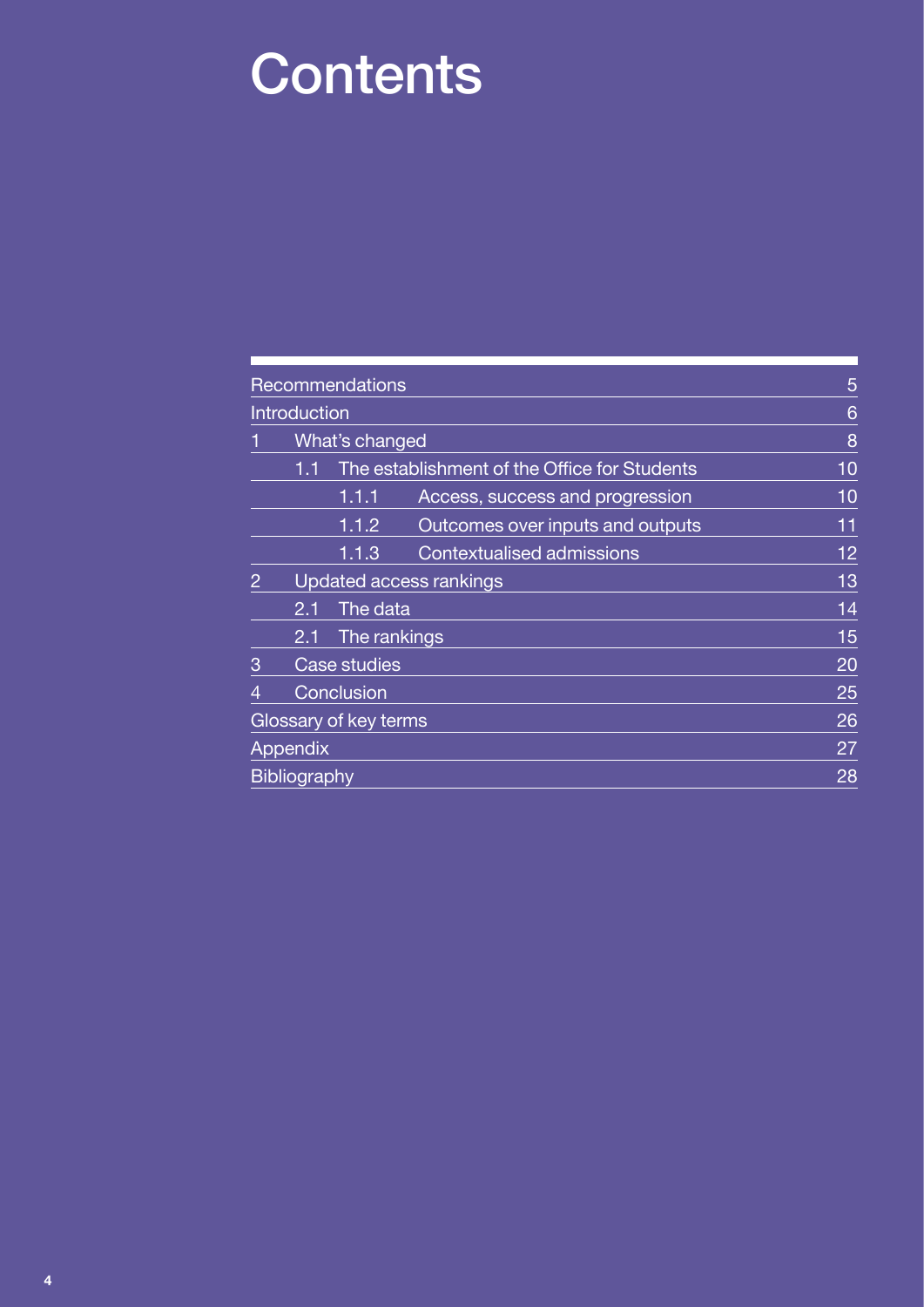# Contents

| | | |
|---|---|---|
| Recommendations | | 5 |
| Introduction | | 6 |
| 1 | What's changed | 8 |
| | 1.1 The establishment of the Office for Students | 10 |
| | 1.1.1 Access, success and progression | 10 |
| | 1.1.2 Outcomes over inputs and outputs | 11 |
| | 1.1.3 Contextualised admissions | 12 |
| 2 | Updated access rankings | 13 |
| | 2.1 The data | 14 |
| | 2.1 The rankings | 15 |
| 3 | Case studies | 20 |
| 4 | Conclusion | 25 |
| Glossary of key terms | | 26 |
| Appendix | | 27 |
| Bibliography | | 28 |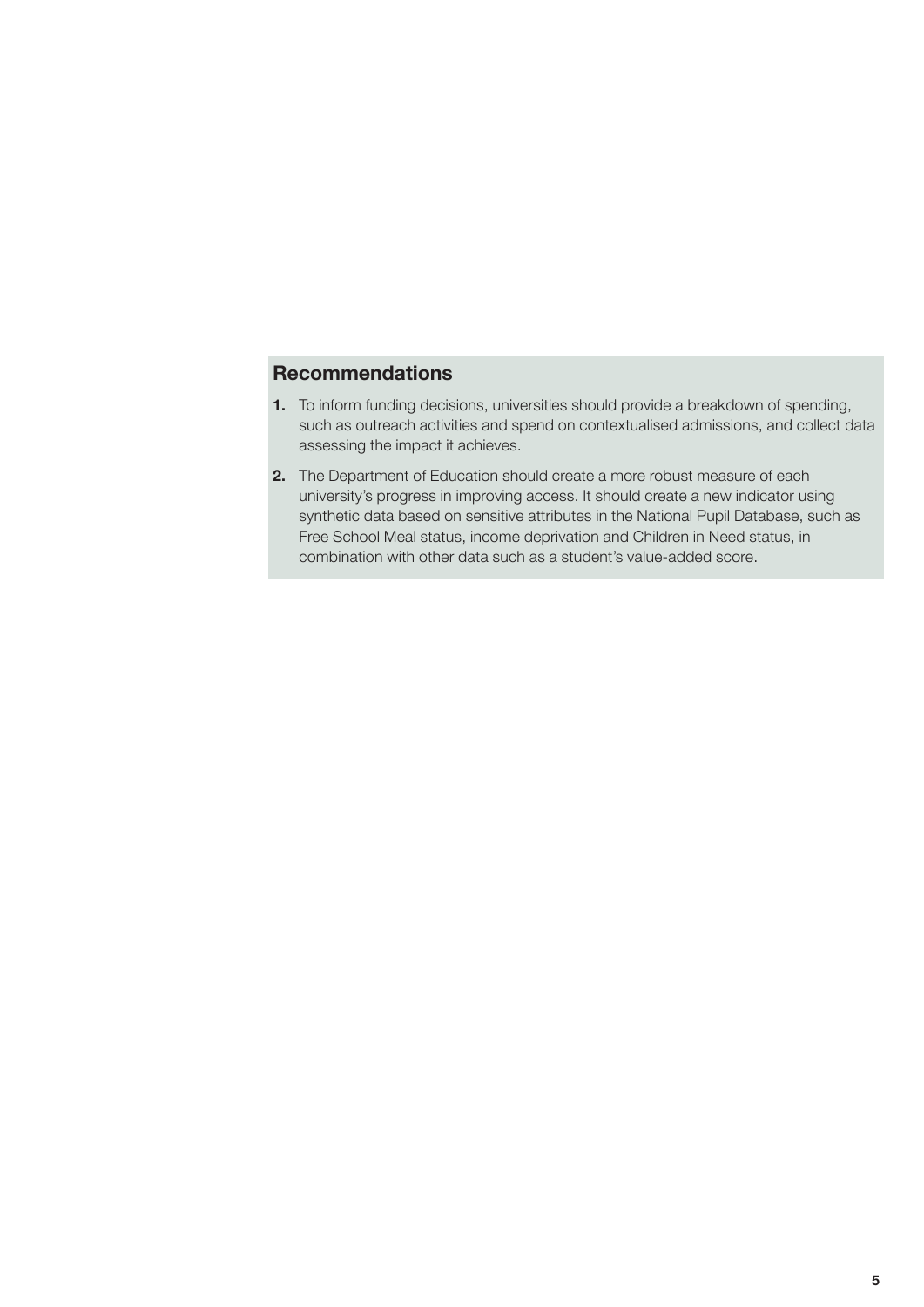## Recommendations

1. To inform funding decisions, universities should provide a breakdown of spending, such as outreach activities and spend on contextualised admissions, and collect data assessing the impact it achieves.
2. The Department of Education should create a more robust measure of each university's progress in improving access. It should create a new indicator using synthetic data based on sensitive attributes in the National Pupil Database, such as Free School Meal status, income deprivation and Children in Need status, in combination with other data such as a student's value-added score.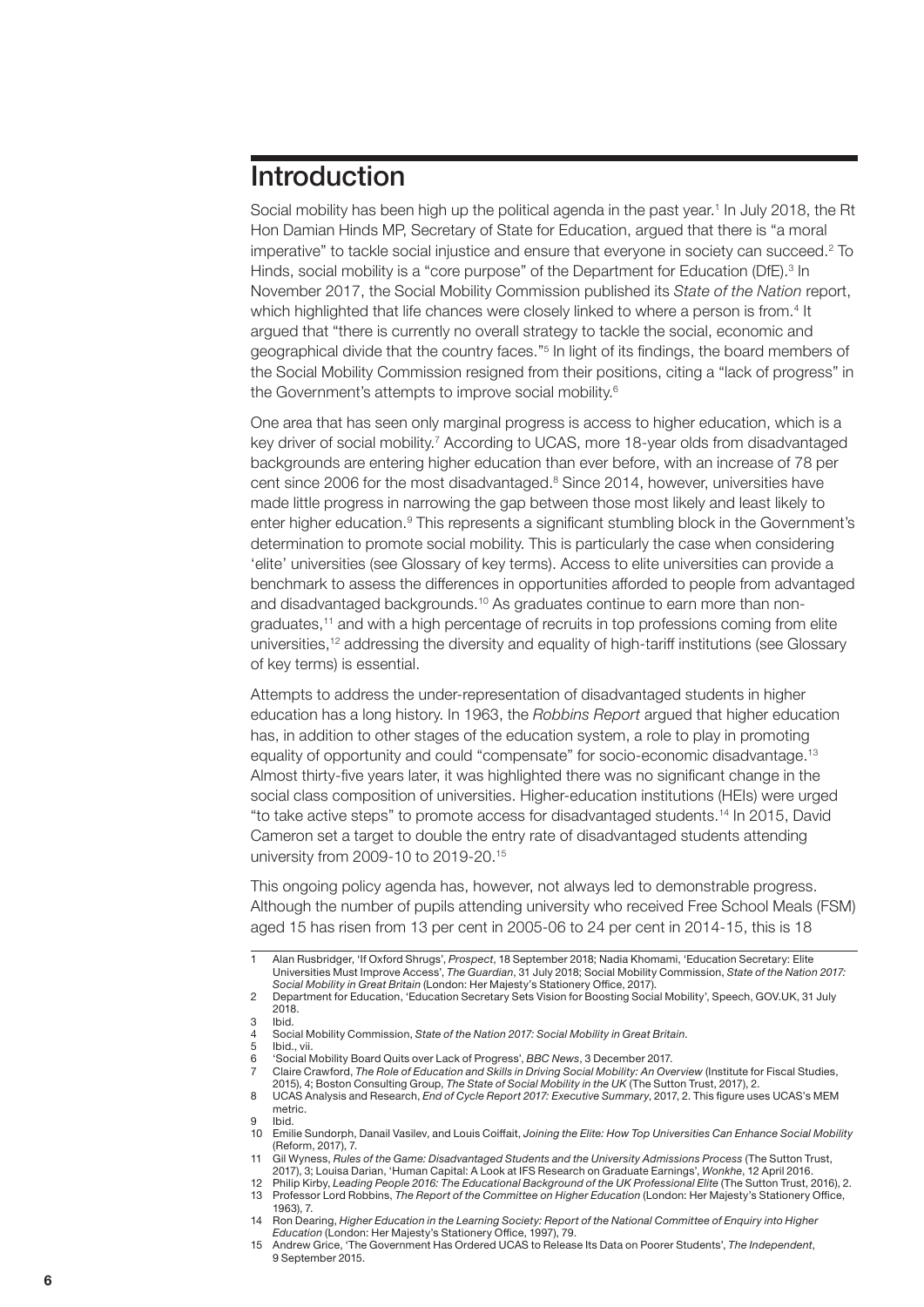# Introduction

Social mobility has been high up the political agenda in the past year.[1] In July 2018, the Rt Hon Damian Hinds MP, Secretary of State for Education, argued that there is "a moral imperative" to tackle social injustice and ensure that everyone in society can succeed.[2] To Hinds, social mobility is a "core purpose" of the Department for Education (DfE).[3] In November 2017, the Social Mobility Commission published its *State of the Nation* report, which highlighted that life chances were closely linked to where a person is from.[4] It argued that "there is currently no overall strategy to tackle the social, economic and geographical divide that the country faces."[5] In light of its findings, the board members of the Social Mobility Commission resigned from their positions, citing a "lack of progress" in the Government's attempts to improve social mobility.[6]

One area that has seen only marginal progress is access to higher education, which is a key driver of social mobility.[7] According to UCAS, more 18-year olds from disadvantaged backgrounds are entering higher education than ever before, with an increase of 78 per cent since 2006 for the most disadvantaged.[8] Since 2014, however, universities have made little progress in narrowing the gap between those most likely and least likely to enter higher education.[9] This represents a significant stumbling block in the Government's determination to promote social mobility. This is particularly the case when considering 'elite' universities (see Glossary of key terms). Access to elite universities can provide a benchmark to assess the differences in opportunities afforded to people from advantaged and disadvantaged backgrounds.[10] As graduates continue to earn more than non-graduates,[11] and with a high percentage of recruits in top professions coming from elite universities,[12] addressing the diversity and equality of high-tariff institutions (see Glossary of key terms) is essential.

Attempts to address the under-representation of disadvantaged students in higher education has a long history. In 1963, the *Robbins Report* argued that higher education has, in addition to other stages of the education system, a role to play in promoting equality of opportunity and could "compensate" for socio-economic disadvantage.[13] Almost thirty-five years later, it was highlighted there was no significant change in the social class composition of universities. Higher-education institutions (HEIs) were urged "to take active steps" to promote access for disadvantaged students.[14] In 2015, David Cameron set a target to double the entry rate of disadvantaged students attending university from 2009-10 to 2019-20.[15]

This ongoing policy agenda has, however, not always led to demonstrable progress. Although the number of pupils attending university who received Free School Meals (FSM) aged 15 has risen from 13 per cent in 2005-06 to 24 per cent in 2014-15, this is 18

---

1 Alan Rusbridger, 'If Oxford Shrugs', *Prospect*, 18 September 2018; Nadia Khomami, 'Education Secretary: Elite Universities Must Improve Access', *The Guardian*, 31 July 2018; Social Mobility Commission, *State of the Nation 2017: Social Mobility in Great Britain* (London: Her Majesty's Stationery Office, 2017).

2 Department for Education, 'Education Secretary Sets Vision for Boosting Social Mobility', Speech, GOV.UK, 31 July 2018.

3 Ibid.

4 Social Mobility Commission, *State of the Nation 2017: Social Mobility in Great Britain*.

5 Ibid., vii.

6 'Social Mobility Board Quits over Lack of Progress', *BBC News*, 3 December 2017.

7 Claire Crawford, *The Role of Education and Skills in Driving Social Mobility: An Overview* (Institute for Fiscal Studies, 2015), 4; Boston Consulting Group, *The State of Social Mobility in the UK* (The Sutton Trust, 2017), 2.

8 UCAS Analysis and Research, *End of Cycle Report 2017: Executive Summary*, 2017, 2. This figure uses UCAS's MEM metric.

9 Ibid.

10 Emilie Sundorph, Danail Vasilev, and Louis Coiffait, *Joining the Elite: How Top Universities Can Enhance Social Mobility* (Reform, 2017), 7.

11 Gil Wyness, *Rules of the Game: Disadvantaged Students and the University Admissions Process* (The Sutton Trust, 2017), 3; Louisa Darian, 'Human Capital: A Look at IFS Research on Graduate Earnings', *Wonkhe*, 12 April 2016.

12 Philip Kirby, *Leading People 2016: The Educational Background of the UK Professional Elite* (The Sutton Trust, 2016), 2.

13 Professor Lord Robbins, *The Report of the Committee on Higher Education* (London: Her Majesty's Stationery Office, 1963), 7.

14 Ron Dearing, *Higher Education in the Learning Society: Report of the National Committee of Enquiry into Higher Education* (London: Her Majesty's Stationery Office, 1997), 79.

15 Andrew Grice, 'The Government Has Ordered UCAS to Release Its Data on Poorer Students', *The Independent*, 9 September 2015.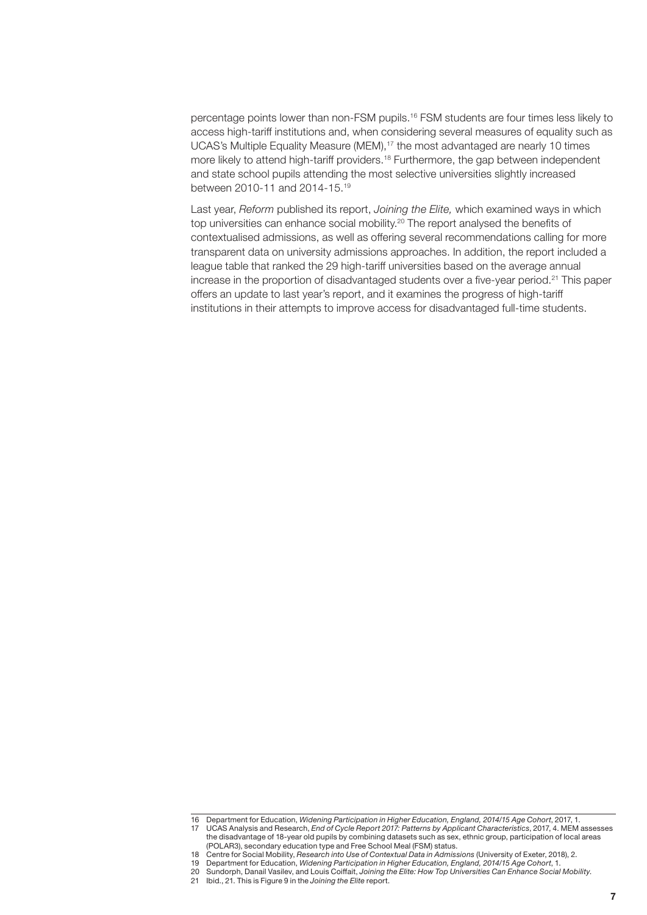percentage points lower than non-FSM pupils.[16] FSM students are four times less likely to access high-tariff institutions and, when considering several measures of equality such as UCAS's Multiple Equality Measure (MEM),[17] the most advantaged are nearly 10 times more likely to attend high-tariff providers.[18] Furthermore, the gap between independent and state school pupils attending the most selective universities slightly increased between 2010-11 and 2014-15.[19]

Last year, *Reform* published its report, *Joining the Elite,* which examined ways in which top universities can enhance social mobility.[20] The report analysed the benefits of contextualised admissions, as well as offering several recommendations calling for more transparent data on university admissions approaches. In addition, the report included a league table that ranked the 29 high-tariff universities based on the average annual increase in the proportion of disadvantaged students over a five-year period.[21] This paper offers an update to last year's report, and it examines the progress of high-tariff institutions in their attempts to improve access for disadvantaged full-time students.

---

16 Department for Education, *Widening Participation in Higher Education, England, 2014/15 Age Cohort*, 2017, 1.

17 UCAS Analysis and Research, *End of Cycle Report 2017: Patterns by Applicant Characteristics*, 2017, 4. MEM assesses the disadvantage of 18-year old pupils by combining datasets such as sex, ethnic group, participation of local areas (POLAR3), secondary education type and Free School Meal (FSM) status.

18 Centre for Social Mobility, *Research into Use of Contextual Data in Admissions* (University of Exeter, 2018), 2.

19 Department for Education, *Widening Participation in Higher Education, England, 2014/15 Age Cohort*, 1.

20 Sundorph, Danail Vasilev, and Louis Coiffait, *Joining the Elite: How Top Universities Can Enhance Social Mobility*.

21 Ibid., 21. This is Figure 9 in the *Joining the Elite* report.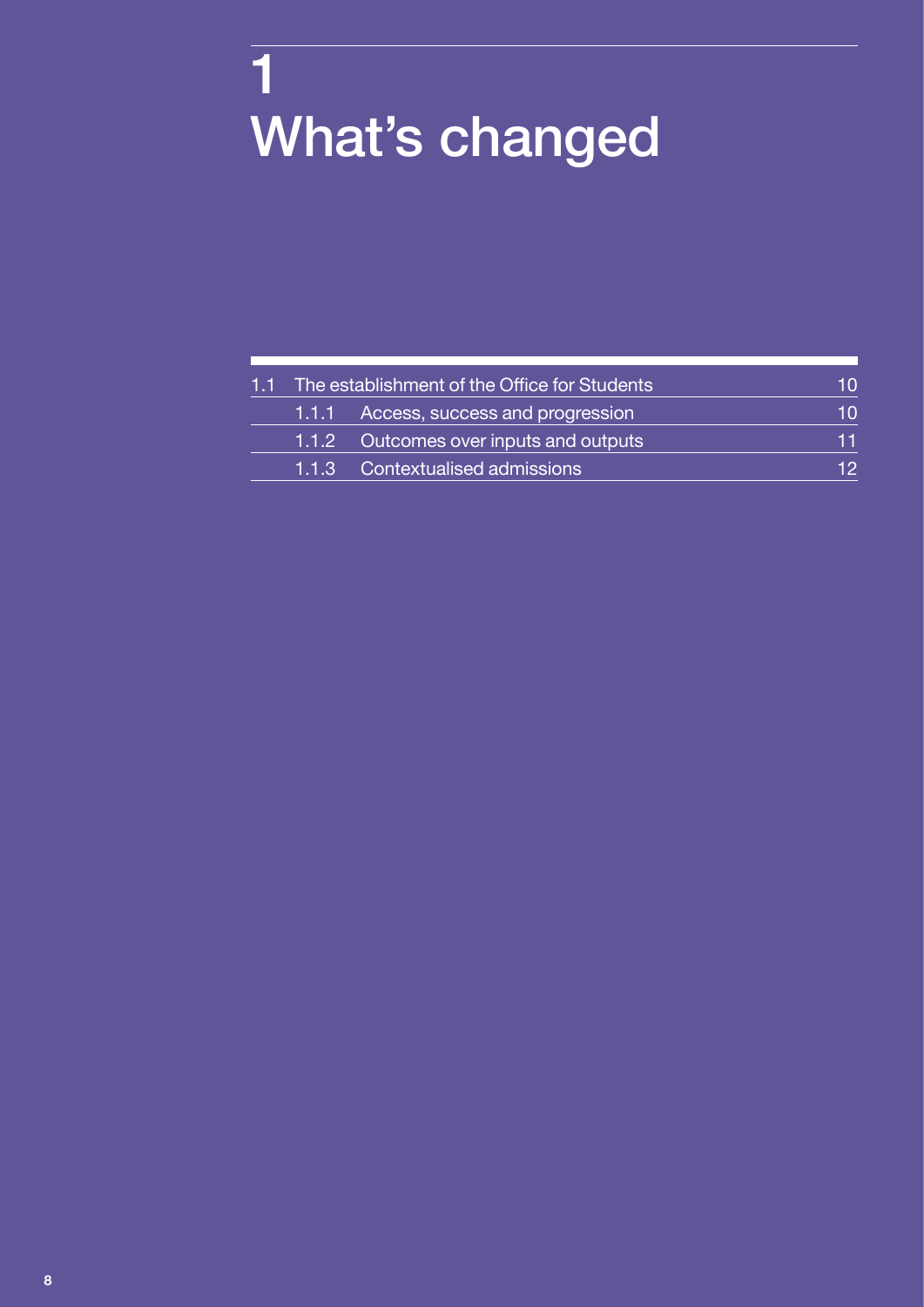# 1 What's changed

| | | | |
|---|---|---|---|
| 1.1 | The establishment of the Office for Students | | 10 |
| | 1.1.1 | Access, success and progression | 10 |
| | 1.1.2 | Outcomes over inputs and outputs | 11 |
| | 1.1.3 | Contextualised admissions | 12 |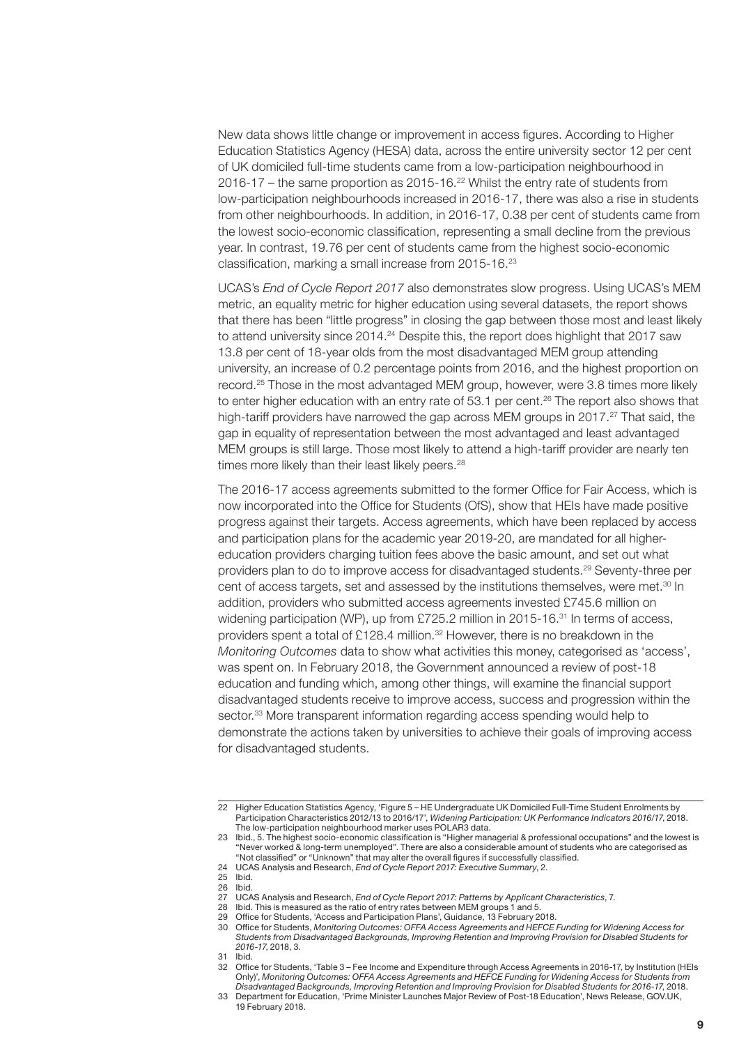New data shows little change or improvement in access figures. According to Higher Education Statistics Agency (HESA) data, across the entire university sector 12 per cent of UK domiciled full-time students came from a low-participation neighbourhood in 2016-17 – the same proportion as 2015-16.[22] Whilst the entry rate of students from low-participation neighbourhoods increased in 2016-17, there was also a rise in students from other neighbourhoods. In addition, in 2016-17, 0.38 per cent of students came from the lowest socio-economic classification, representing a small decline from the previous year. In contrast, 19.76 per cent of students came from the highest socio-economic classification, marking a small increase from 2015-16.[23]

UCAS's *End of Cycle Report 2017* also demonstrates slow progress. Using UCAS's MEM metric, an equality metric for higher education using several datasets, the report shows that there has been "little progress" in closing the gap between those most and least likely to attend university since 2014.[24] Despite this, the report does highlight that 2017 saw 13.8 per cent of 18-year olds from the most disadvantaged MEM group attending university, an increase of 0.2 percentage points from 2016, and the highest proportion on record.[25] Those in the most advantaged MEM group, however, were 3.8 times more likely to enter higher education with an entry rate of 53.1 per cent.[26] The report also shows that high-tariff providers have narrowed the gap across MEM groups in 2017.[27] That said, the gap in equality of representation between the most advantaged and least advantaged MEM groups is still large. Those most likely to attend a high-tariff provider are nearly ten times more likely than their least likely peers.[28]

The 2016-17 access agreements submitted to the former Office for Fair Access, which is now incorporated into the Office for Students (OfS), show that HEIs have made positive progress against their targets. Access agreements, which have been replaced by access and participation plans for the academic year 2019-20, are mandated for all higher-education providers charging tuition fees above the basic amount, and set out what providers plan to do to improve access for disadvantaged students.[29] Seventy-three per cent of access targets, set and assessed by the institutions themselves, were met.[30] In addition, providers who submitted access agreements invested £745.6 million on widening participation (WP), up from £725.2 million in 2015-16.[31] In terms of access, providers spent a total of £128.4 million.[32] However, there is no breakdown in the *Monitoring Outcomes* data to show what activities this money, categorised as 'access', was spent on. In February 2018, the Government announced a review of post-18 education and funding which, among other things, will examine the financial support disadvantaged students receive to improve access, success and progression within the sector.[33] More transparent information regarding access spending would help to demonstrate the actions taken by universities to achieve their goals of improving access for disadvantaged students.

---

22 Higher Education Statistics Agency, 'Figure 5 – HE Undergraduate UK Domiciled Full-Time Student Enrolments by Participation Characteristics 2012/13 to 2016/17', *Widening Participation: UK Performance Indicators 2016/17*, 2018. The low-participation neighbourhood marker uses POLAR3 data.

23 Ibid., 5. The highest socio-economic classification is "Higher managerial & professional occupations" and the lowest is "Never worked & long-term unemployed". There are also a considerable amount of students who are categorised as "Not classified" or "Unknown" that may alter the overall figures if successfully classified.

24 UCAS Analysis and Research, *End of Cycle Report 2017: Executive Summary*, 2.

25 Ibid.

26 Ibid.

27 UCAS Analysis and Research, *End of Cycle Report 2017: Patterns by Applicant Characteristics*, 7.

28 Ibid. This is measured as the ratio of entry rates between MEM groups 1 and 5.

29 Office for Students, 'Access and Participation Plans', Guidance, 13 February 2018.

30 Office for Students, *Monitoring Outcomes: OFFA Access Agreements and HEFCE Funding for Widening Access for Students from Disadvantaged Backgrounds, Improving Retention and Improving Provision for Disabled Students for 2016-17*, 2018, 3.

31 Ibid.

32 Office for Students, 'Table 3 – Fee Income and Expenditure through Access Agreements in 2016-17, by Institution (HEIs Only)', *Monitoring Outcomes: OFFA Access Agreements and HEFCE Funding for Widening Access for Students from Disadvantaged Backgrounds, Improving Retention and Improving Provision for Disabled Students for 2016-17*, 2018.

33 Department for Education, 'Prime Minister Launches Major Review of Post-18 Education', News Release, GOV.UK, 19 February 2018.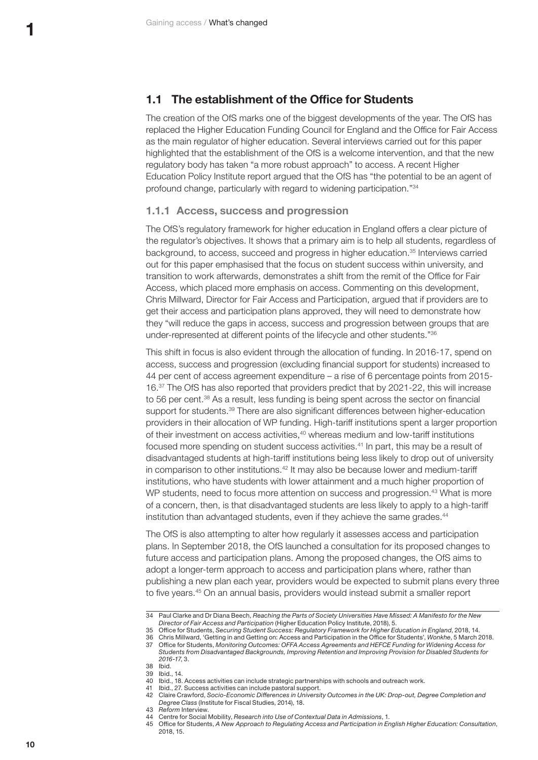## 1.1 The establishment of the Office for Students

The creation of the OfS marks one of the biggest developments of the year. The OfS has replaced the Higher Education Funding Council for England and the Office for Fair Access as the main regulator of higher education. Several interviews carried out for this paper highlighted that the establishment of the OfS is a welcome intervention, and that the new regulatory body has taken "a more robust approach" to access. A recent Higher Education Policy Institute report argued that the OfS has "the potential to be an agent of profound change, particularly with regard to widening participation."[34]

### 1.1.1 Access, success and progression

The OfS's regulatory framework for higher education in England offers a clear picture of the regulator's objectives. It shows that a primary aim is to help all students, regardless of background, to access, succeed and progress in higher education.[35] Interviews carried out for this paper emphasised that the focus on student success within university, and transition to work afterwards, demonstrates a shift from the remit of the Office for Fair Access, which placed more emphasis on access. Commenting on this development, Chris Millward, Director for Fair Access and Participation, argued that if providers are to get their access and participation plans approved, they will need to demonstrate how they "will reduce the gaps in access, success and progression between groups that are under-represented at different points of the lifecycle and other students."[36]

This shift in focus is also evident through the allocation of funding. In 2016-17, spend on access, success and progression (excluding financial support for students) increased to 44 per cent of access agreement expenditure – a rise of 6 percentage points from 2015-16.[37] The OfS has also reported that providers predict that by 2021-22, this will increase to 56 per cent.[38] As a result, less funding is being spent across the sector on financial support for students.[39] There are also significant differences between higher-education providers in their allocation of WP funding. High-tariff institutions spent a larger proportion of their investment on access activities,[40] whereas medium and low-tariff institutions focused more spending on student success activities.[41] In part, this may be a result of disadvantaged students at high-tariff institutions being less likely to drop out of university in comparison to other institutions.[42] It may also be because lower and medium-tariff institutions, who have students with lower attainment and a much higher proportion of WP students, need to focus more attention on success and progression.[43] What is more of a concern, then, is that disadvantaged students are less likely to apply to a high-tariff institution than advantaged students, even if they achieve the same grades.[44]

The OfS is also attempting to alter how regularly it assesses access and participation plans. In September 2018, the OfS launched a consultation for its proposed changes to future access and participation plans. Among the proposed changes, the OfS aims to adopt a longer-term approach to access and participation plans where, rather than publishing a new plan each year, providers would be expected to submit plans every three to five years.[45] On an annual basis, providers would instead submit a smaller report

---

34 Paul Clarke and Dr Diana Beech, *Reaching the Parts of Society Universities Have Missed: A Manifesto for the New Director of Fair Access and Participation* (Higher Education Policy Institute, 2018), 5.

35 Office for Students, *Securing Student Success: Regulatory Framework for Higher Education in England*, 2018, 14.

36 Chris Millward, 'Getting in and Getting on: Access and Participation in the Office for Students', *Wonkhe*, 5 March 2018.

37 Office for Students, *Monitoring Outcomes: OFFA Access Agreements and HEFCE Funding for Widening Access for Students from Disadvantaged Backgrounds, Improving Retention and Improving Provision for Disabled Students for 2016-17*, 3.

38 Ibid.

39 Ibid., 14.

40 Ibid., 18. Access activities can include strategic partnerships with schools and outreach work.

41 Ibid., 27. Success activities can include pastoral support.

42 Claire Crawford, *Socio-Economic Differences in University Outcomes in the UK: Drop-out, Degree Completion and Degree Class* (Institute for Fiscal Studies, 2014), 18.

43 *Reform* Interview.

44 Centre for Social Mobility, *Research into Use of Contextual Data in Admissions*, 1.

45 Office for Students, *A New Approach to Regulating Access and Participation in English Higher Education: Consultation*, 2018, 15.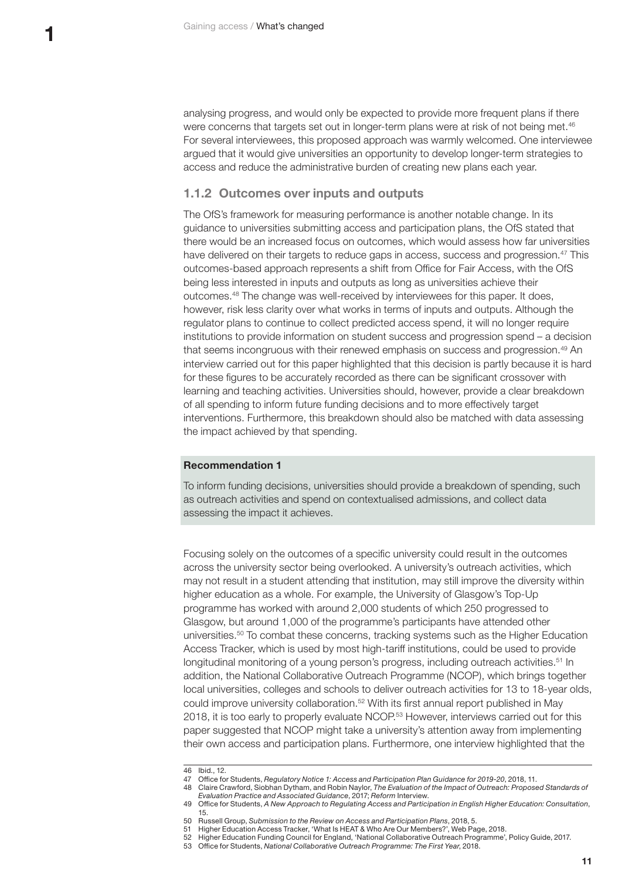analysing progress, and would only be expected to provide more frequent plans if there were concerns that targets set out in longer-term plans were at risk of not being met.[46] For several interviewees, this proposed approach was warmly welcomed. One interviewee argued that it would give universities an opportunity to develop longer-term strategies to access and reduce the administrative burden of creating new plans each year.

### 1.1.2 Outcomes over inputs and outputs

The OfS's framework for measuring performance is another notable change. In its guidance to universities submitting access and participation plans, the OfS stated that there would be an increased focus on outcomes, which would assess how far universities have delivered on their targets to reduce gaps in access, success and progression.[47] This outcomes-based approach represents a shift from Office for Fair Access, with the OfS being less interested in inputs and outputs as long as universities achieve their outcomes.[48] The change was well-received by interviewees for this paper. It does, however, risk less clarity over what works in terms of inputs and outputs. Although the regulator plans to continue to collect predicted access spend, it will no longer require institutions to provide information on student success and progression spend – a decision that seems incongruous with their renewed emphasis on success and progression.[49] An interview carried out for this paper highlighted that this decision is partly because it is hard for these figures to be accurately recorded as there can be significant crossover with learning and teaching activities. Universities should, however, provide a clear breakdown of all spending to inform future funding decisions and to more effectively target interventions. Furthermore, this breakdown should also be matched with data assessing the impact achieved by that spending.

**Recommendation 1**

To inform funding decisions, universities should provide a breakdown of spending, such as outreach activities and spend on contextualised admissions, and collect data assessing the impact it achieves.

Focusing solely on the outcomes of a specific university could result in the outcomes across the university sector being overlooked. A university's outreach activities, which may not result in a student attending that institution, may still improve the diversity within higher education as a whole. For example, the University of Glasgow's Top-Up programme has worked with around 2,000 students of which 250 progressed to Glasgow, but around 1,000 of the programme's participants have attended other universities.[50] To combat these concerns, tracking systems such as the Higher Education Access Tracker, which is used by most high-tariff institutions, could be used to provide longitudinal monitoring of a young person's progress, including outreach activities.[51] In addition, the National Collaborative Outreach Programme (NCOP), which brings together local universities, colleges and schools to deliver outreach activities for 13 to 18-year olds, could improve university collaboration.[52] With its first annual report published in May 2018, it is too early to properly evaluate NCOP.[53] However, interviews carried out for this paper suggested that NCOP might take a university's attention away from implementing their own access and participation plans. Furthermore, one interview highlighted that the

---

46 Ibid., 12.

47 Office for Students, *Regulatory Notice 1: Access and Participation Plan Guidance for 2019-20*, 2018, 11.

48 Claire Crawford, Siobhan Dytham, and Robin Naylor, *The Evaluation of the Impact of Outreach: Proposed Standards of Evaluation Practice and Associated Guidance*, 2017; *Reform* Interview.

49 Office for Students, *A New Approach to Regulating Access and Participation in English Higher Education: Consultation*, 15.

50 Russell Group, *Submission to the Review on Access and Participation Plans*, 2018, 5.

51 Higher Education Access Tracker, 'What Is HEAT & Who Are Our Members?', Web Page, 2018.

52 Higher Education Funding Council for England, 'National Collaborative Outreach Programme', Policy Guide, 2017.

53 Office for Students, *National Collaborative Outreach Programme: The First Year*, 2018.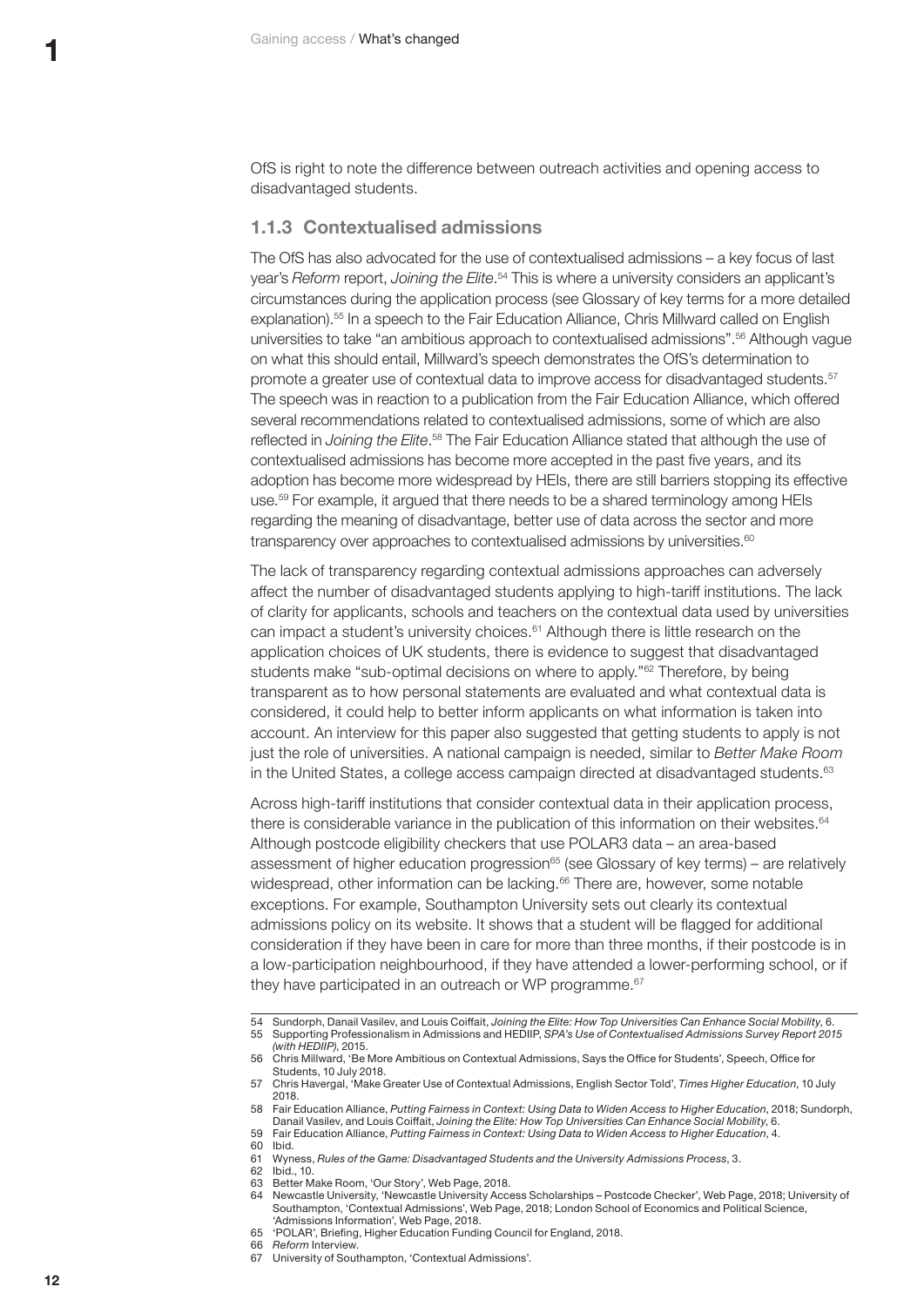OfS is right to note the difference between outreach activities and opening access to disadvantaged students.

### 1.1.3 Contextualised admissions

The OfS has also advocated for the use of contextualised admissions – a key focus of last year's *Reform* report, *Joining the Elite*.[54] This is where a university considers an applicant's circumstances during the application process (see Glossary of key terms for a more detailed explanation).[55] In a speech to the Fair Education Alliance, Chris Millward called on English universities to take "an ambitious approach to contextualised admissions".[56] Although vague on what this should entail, Millward's speech demonstrates the OfS's determination to promote a greater use of contextual data to improve access for disadvantaged students.[57] The speech was in reaction to a publication from the Fair Education Alliance, which offered several recommendations related to contextualised admissions, some of which are also reflected in *Joining the Elite*.[58] The Fair Education Alliance stated that although the use of contextualised admissions has become more accepted in the past five years, and its adoption has become more widespread by HEIs, there are still barriers stopping its effective use.[59] For example, it argued that there needs to be a shared terminology among HEIs regarding the meaning of disadvantage, better use of data across the sector and more transparency over approaches to contextualised admissions by universities.[60]

The lack of transparency regarding contextual admissions approaches can adversely affect the number of disadvantaged students applying to high-tariff institutions. The lack of clarity for applicants, schools and teachers on the contextual data used by universities can impact a student's university choices.[61] Although there is little research on the application choices of UK students, there is evidence to suggest that disadvantaged students make "sub-optimal decisions on where to apply."[62] Therefore, by being transparent as to how personal statements are evaluated and what contextual data is considered, it could help to better inform applicants on what information is taken into account. An interview for this paper also suggested that getting students to apply is not just the role of universities. A national campaign is needed, similar to *Better Make Room* in the United States, a college access campaign directed at disadvantaged students.[63]

Across high-tariff institutions that consider contextual data in their application process, there is considerable variance in the publication of this information on their websites.[64] Although postcode eligibility checkers that use POLAR3 data – an area-based assessment of higher education progression[65] (see Glossary of key terms) – are relatively widespread, other information can be lacking.[66] There are, however, some notable exceptions. For example, Southampton University sets out clearly its contextual admissions policy on its website. It shows that a student will be flagged for additional consideration if they have been in care for more than three months, if their postcode is in a low-participation neighbourhood, if they have attended a lower-performing school, or if they have participated in an outreach or WP programme.[67]

---

54 Sundorph, Danail Vasilev, and Louis Coiffait, *Joining the Elite: How Top Universities Can Enhance Social Mobility*, 6.
55 Supporting Professionalism in Admissions and HEDIIP, *SPA's Use of Contextualised Admissions Survey Report 2015 (with HEDIIP)*, 2015.
56 Chris Millward, 'Be More Ambitious on Contextual Admissions, Says the Office for Students', Speech, Office for Students, 10 July 2018.
57 Chris Havergal, 'Make Greater Use of Contextual Admissions, English Sector Told', *Times Higher Education*, 10 July 2018.
58 Fair Education Alliance, *Putting Fairness in Context: Using Data to Widen Access to Higher Education*, 2018; Sundorph, Danail Vasilev, and Louis Coiffait, *Joining the Elite: How Top Universities Can Enhance Social Mobility*, 6.
59 Fair Education Alliance, *Putting Fairness in Context: Using Data to Widen Access to Higher Education*, 4.
60 Ibid.
61 Wyness, *Rules of the Game: Disadvantaged Students and the University Admissions Process*, 3.
62 Ibid., 10.
63 Better Make Room, 'Our Story', Web Page, 2018.
64 Newcastle University, 'Newcastle University Access Scholarships – Postcode Checker', Web Page, 2018; University of Southampton, 'Contextual Admissions', Web Page, 2018; London School of Economics and Political Science, 'Admissions Information', Web Page, 2018.
65 'POLAR', Briefing, Higher Education Funding Council for England, 2018.
66 *Reform* Interview.
67 University of Southampton, 'Contextual Admissions'.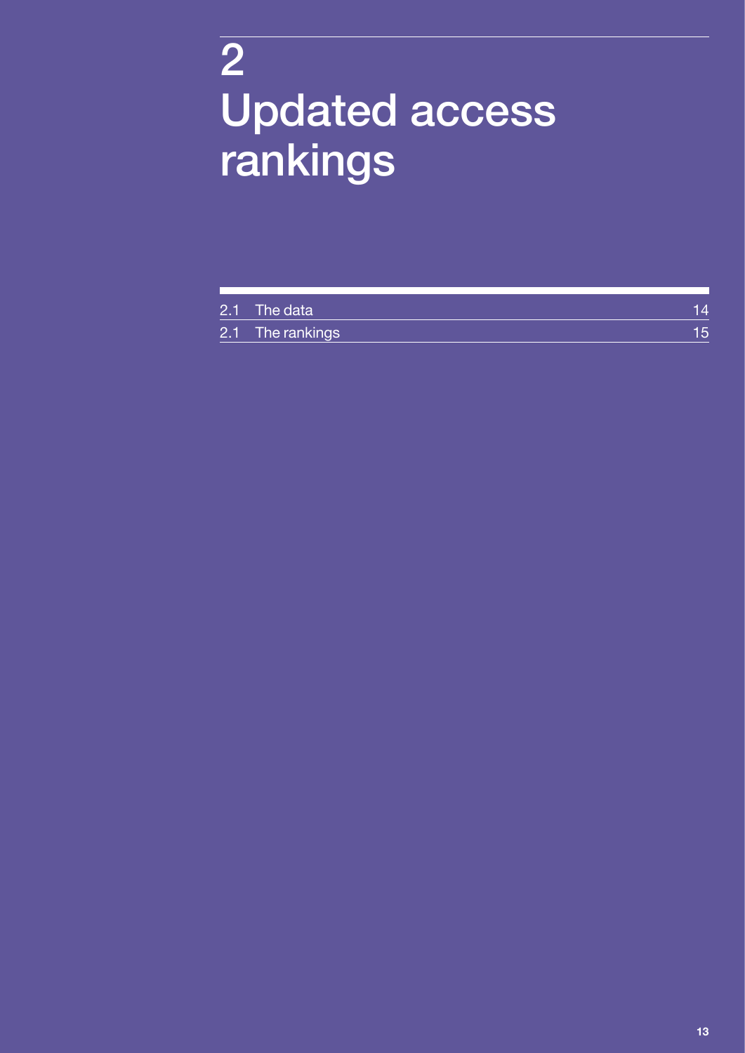# 2 Updated access rankings

| | | |
|---|---|---|
| 2.1 | The data | 14 |
| 2.1 | The rankings | 15 |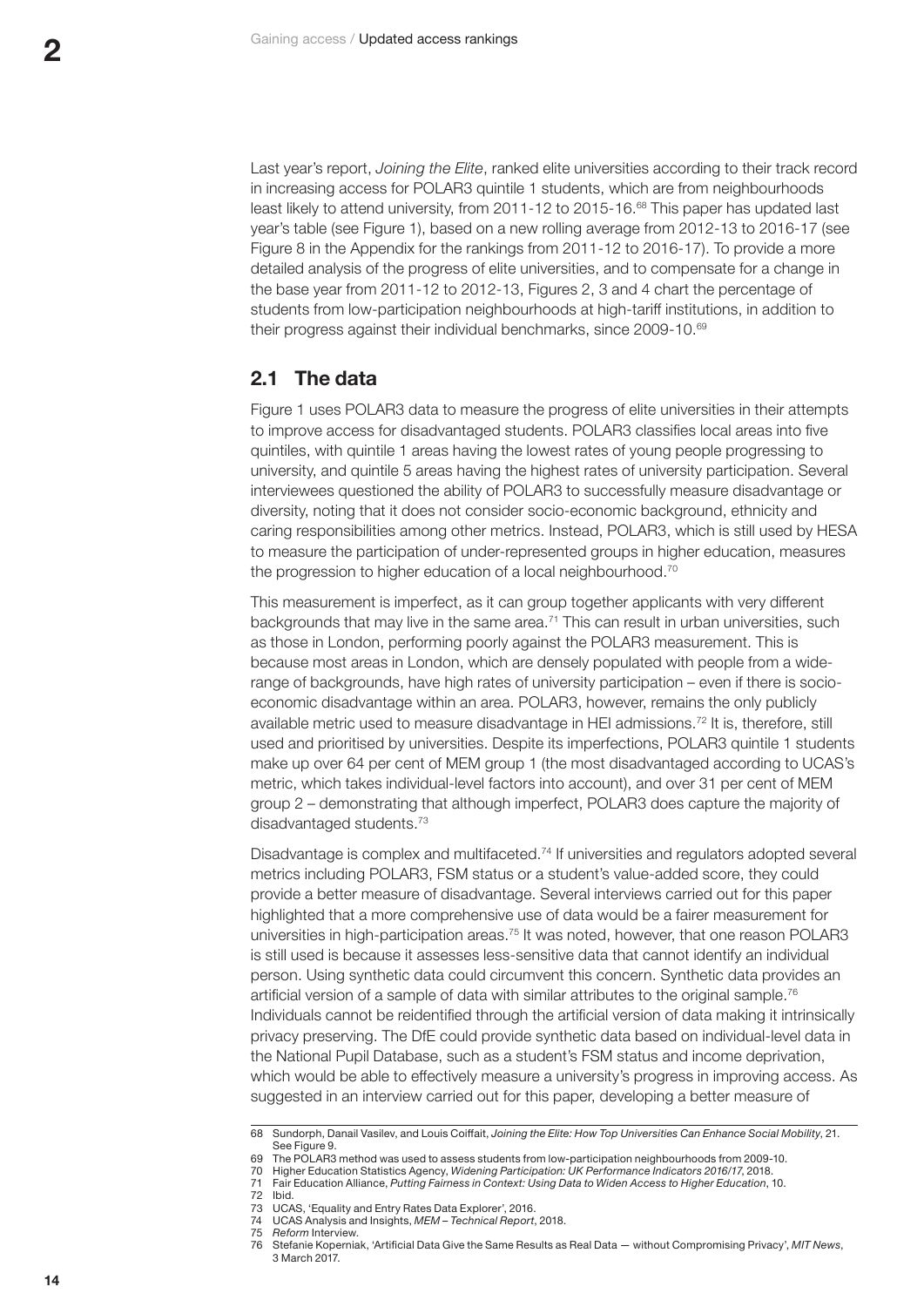Last year's report, *Joining the Elite*, ranked elite universities according to their track record in increasing access for POLAR3 quintile 1 students, which are from neighbourhoods least likely to attend university, from 2011-12 to 2015-16.[68] This paper has updated last year's table (see Figure 1), based on a new rolling average from 2012-13 to 2016-17 (see Figure 8 in the Appendix for the rankings from 2011-12 to 2016-17). To provide a more detailed analysis of the progress of elite universities, and to compensate for a change in the base year from 2011-12 to 2012-13, Figures 2, 3 and 4 chart the percentage of students from low-participation neighbourhoods at high-tariff institutions, in addition to their progress against their individual benchmarks, since 2009-10.[69]

## 2.1 The data

Figure 1 uses POLAR3 data to measure the progress of elite universities in their attempts to improve access for disadvantaged students. POLAR3 classifies local areas into five quintiles, with quintile 1 areas having the lowest rates of young people progressing to university, and quintile 5 areas having the highest rates of university participation. Several interviewees questioned the ability of POLAR3 to successfully measure disadvantage or diversity, noting that it does not consider socio-economic background, ethnicity and caring responsibilities among other metrics. Instead, POLAR3, which is still used by HESA to measure the participation of under-represented groups in higher education, measures the progression to higher education of a local neighbourhood.[70]

This measurement is imperfect, as it can group together applicants with very different backgrounds that may live in the same area.[71] This can result in urban universities, such as those in London, performing poorly against the POLAR3 measurement. This is because most areas in London, which are densely populated with people from a wide-range of backgrounds, have high rates of university participation – even if there is socio-economic disadvantage within an area. POLAR3, however, remains the only publicly available metric used to measure disadvantage in HEI admissions.[72] It is, therefore, still used and prioritised by universities. Despite its imperfections, POLAR3 quintile 1 students make up over 64 per cent of MEM group 1 (the most disadvantaged according to UCAS's metric, which takes individual-level factors into account), and over 31 per cent of MEM group 2 – demonstrating that although imperfect, POLAR3 does capture the majority of disadvantaged students.[73]

Disadvantage is complex and multifaceted.[74] If universities and regulators adopted several metrics including POLAR3, FSM status or a student's value-added score, they could provide a better measure of disadvantage. Several interviews carried out for this paper highlighted that a more comprehensive use of data would be a fairer measurement for universities in high-participation areas.[75] It was noted, however, that one reason POLAR3 is still used is because it assesses less-sensitive data that cannot identify an individual person. Using synthetic data could circumvent this concern. Synthetic data provides an artificial version of a sample of data with similar attributes to the original sample.[76] Individuals cannot be reidentified through the artificial version of data making it intrinsically privacy preserving. The DfE could provide synthetic data based on individual-level data in the National Pupil Database, such as a student's FSM status and income deprivation, which would be able to effectively measure a university's progress in improving access. As suggested in an interview carried out for this paper, developing a better measure of

---

68 Sundorph, Danail Vasilev, and Louis Coiffait, *Joining the Elite: How Top Universities Can Enhance Social Mobility*, 21. See Figure 9.

69 The POLAR3 method was used to assess students from low-participation neighbourhoods from 2009-10.

70 Higher Education Statistics Agency, *Widening Participation: UK Performance Indicators 2016/17*, 2018.

71 Fair Education Alliance, *Putting Fairness in Context: Using Data to Widen Access to Higher Education*, 10.

72 Ibid.

73 UCAS, 'Equality and Entry Rates Data Explorer', 2016.

74 UCAS Analysis and Insights, *MEM – Technical Report*, 2018.

75 *Reform* Interview.

76 Stefanie Koperniak, 'Artificial Data Give the Same Results as Real Data — without Compromising Privacy', *MIT News*, 3 March 2017.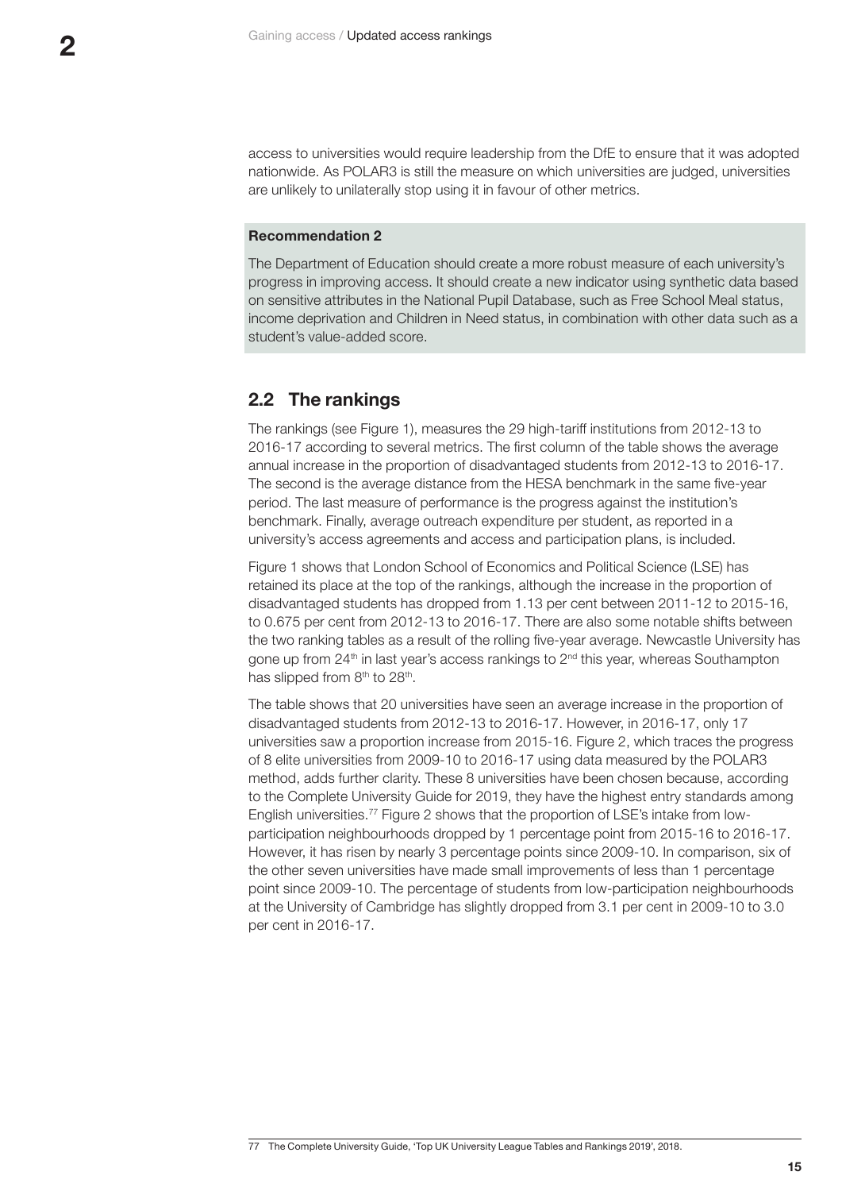access to universities would require leadership from the DfE to ensure that it was adopted nationwide. As POLAR3 is still the measure on which universities are judged, universities are unlikely to unilaterally stop using it in favour of other metrics.

**Recommendation 2**

The Department of Education should create a more robust measure of each university's progress in improving access. It should create a new indicator using synthetic data based on sensitive attributes in the National Pupil Database, such as Free School Meal status, income deprivation and Children in Need status, in combination with other data such as a student's value-added score.

## 2.2 The rankings

The rankings (see Figure 1), measures the 29 high-tariff institutions from 2012-13 to 2016-17 according to several metrics. The first column of the table shows the average annual increase in the proportion of disadvantaged students from 2012-13 to 2016-17. The second is the average distance from the HESA benchmark in the same five-year period. The last measure of performance is the progress against the institution's benchmark. Finally, average outreach expenditure per student, as reported in a university's access agreements and access and participation plans, is included.

Figure 1 shows that London School of Economics and Political Science (LSE) has retained its place at the top of the rankings, although the increase in the proportion of disadvantaged students has dropped from 1.13 per cent between 2011-12 to 2015-16, to 0.675 per cent from 2012-13 to 2016-17. There are also some notable shifts between the two ranking tables as a result of the rolling five-year average. Newcastle University has gone up from 24th in last year's access rankings to 2nd this year, whereas Southampton has slipped from 8th to 28th.

The table shows that 20 universities have seen an average increase in the proportion of disadvantaged students from 2012-13 to 2016-17. However, in 2016-17, only 17 universities saw a proportion increase from 2015-16. Figure 2, which traces the progress of 8 elite universities from 2009-10 to 2016-17 using data measured by the POLAR3 method, adds further clarity. These 8 universities have been chosen because, according to the Complete University Guide for 2019, they have the highest entry standards among English universities.[77] Figure 2 shows that the proportion of LSE's intake from low-participation neighbourhoods dropped by 1 percentage point from 2015-16 to 2016-17. However, it has risen by nearly 3 percentage points since 2009-10. In comparison, six of the other seven universities have made small improvements of less than 1 percentage point since 2009-10. The percentage of students from low-participation neighbourhoods at the University of Cambridge has slightly dropped from 3.1 per cent in 2009-10 to 3.0 per cent in 2016-17.

77 The Complete University Guide, 'Top UK University League Tables and Rankings 2019', 2018.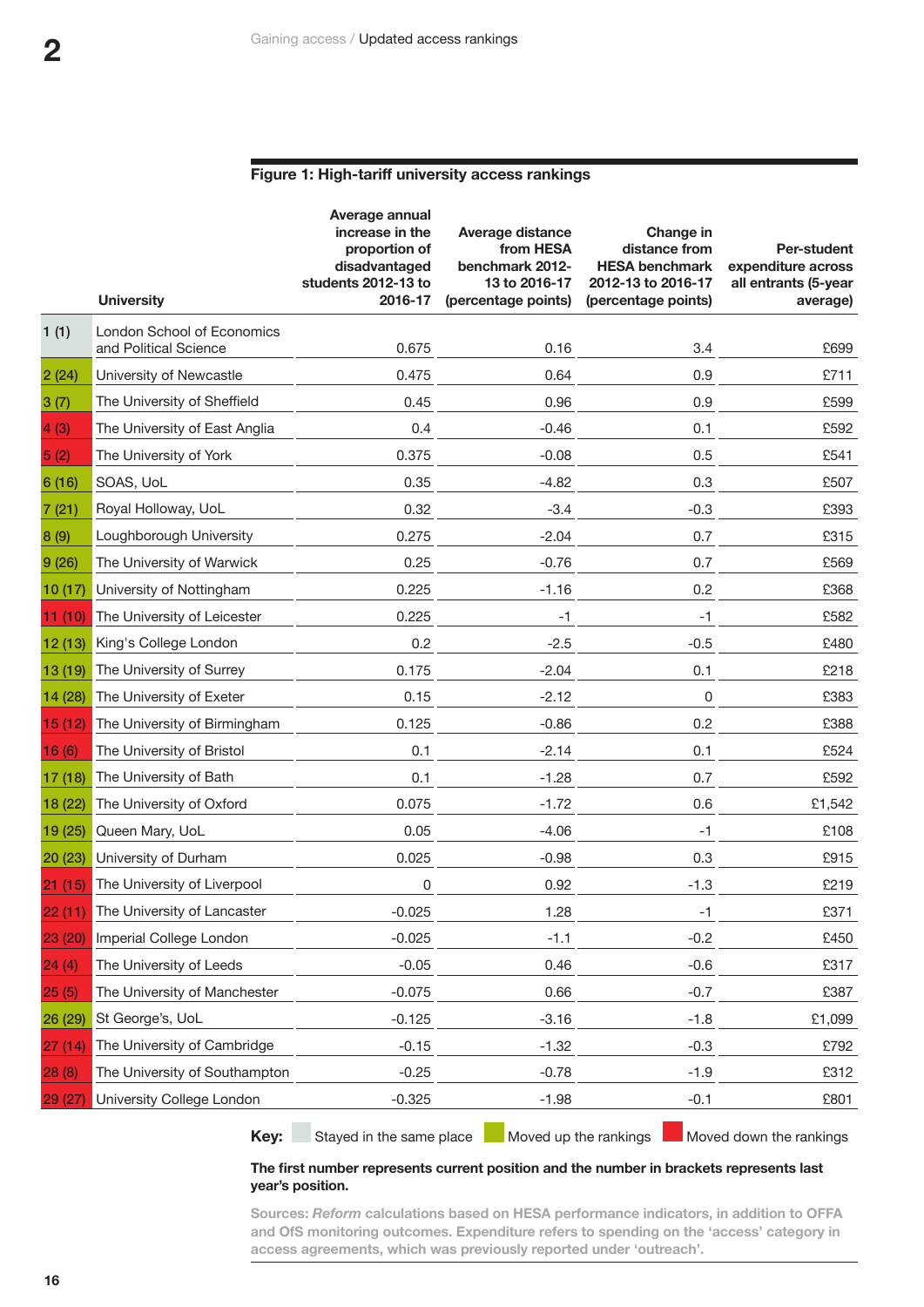**Figure 1: High-tariff university access rankings**

| | University | Average annual increase in the proportion of disadvantaged students 2012-13 to 2016-17 | Average distance from HESA benchmark 2012-13 to 2016-17 (percentage points) | Change in distance from HESA benchmark 2012-13 to 2016-17 (percentage points) | Per-student expenditure across all entrants (5-year average) |
|---|---|---|---|---|---|
| 1 (1) | London School of Economics and Political Science | 0.675 | 0.16 | 3.4 | £699 |
| 2 (24) | University of Newcastle | 0.475 | 0.64 | 0.9 | £711 |
| 3 (7) | The University of Sheffield | 0.45 | 0.96 | 0.9 | £599 |
| 4 (3) | The University of East Anglia | 0.4 | -0.46 | 0.1 | £592 |
| 5 (2) | The University of York | 0.375 | -0.08 | 0.5 | £541 |
| 6 (16) | SOAS, UoL | 0.35 | -4.82 | 0.3 | £507 |
| 7 (21) | Royal Holloway, UoL | 0.32 | -3.4 | -0.3 | £393 |
| 8 (9) | Loughborough University | 0.275 | -2.04 | 0.7 | £315 |
| 9 (26) | The University of Warwick | 0.25 | -0.76 | 0.7 | £569 |
| 10 (17) | University of Nottingham | 0.225 | -1.16 | 0.2 | £368 |
| 11 (10) | The University of Leicester | 0.225 | -1 | -1 | £582 |
| 12 (13) | King's College London | 0.2 | -2.5 | -0.5 | £480 |
| 13 (19) | The University of Surrey | 0.175 | -2.04 | 0.1 | £218 |
| 14 (28) | The University of Exeter | 0.15 | -2.12 | 0 | £383 |
| 15 (12) | The University of Birmingham | 0.125 | -0.86 | 0.2 | £388 |
| 16 (6) | The University of Bristol | 0.1 | -2.14 | 0.1 | £524 |
| 17 (18) | The University of Bath | 0.1 | -1.28 | 0.7 | £592 |
| 18 (22) | The University of Oxford | 0.075 | -1.72 | 0.6 | £1,542 |
| 19 (25) | Queen Mary, UoL | 0.05 | -4.06 | -1 | £108 |
| 20 (23) | University of Durham | 0.025 | -0.98 | 0.3 | £915 |
| 21 (15) | The University of Liverpool | 0 | 0.92 | -1.3 | £219 |
| 22 (11) | The University of Lancaster | -0.025 | 1.28 | -1 | £371 |
| 23 (20) | Imperial College London | -0.025 | -1.1 | -0.2 | £450 |
| 24 (4) | The University of Leeds | -0.05 | 0.46 | -0.6 | £317 |
| 25 (5) | The University of Manchester | -0.075 | 0.66 | -0.7 | £387 |
| 26 (29) | St George's, UoL | -0.125 | -3.16 | -1.8 | £1,099 |
| 27 (14) | The University of Cambridge | -0.15 | -1.32 | -0.3 | £792 |
| 28 (8) | The University of Southampton | -0.25 | -0.78 | -1.9 | £312 |
| 29 (27) | University College London | -0.325 | -1.98 | -0.1 | £801 |

**Key:** Stayed in the same place; Moved up the rankings; Moved down the rankings

**The first number represents current position and the number in brackets represents last year's position.**

Sources: *Reform* calculations based on HESA performance indicators, in addition to OFFA and OfS monitoring outcomes. Expenditure refers to spending on the 'access' category in access agreements, which was previously reported under 'outreach'.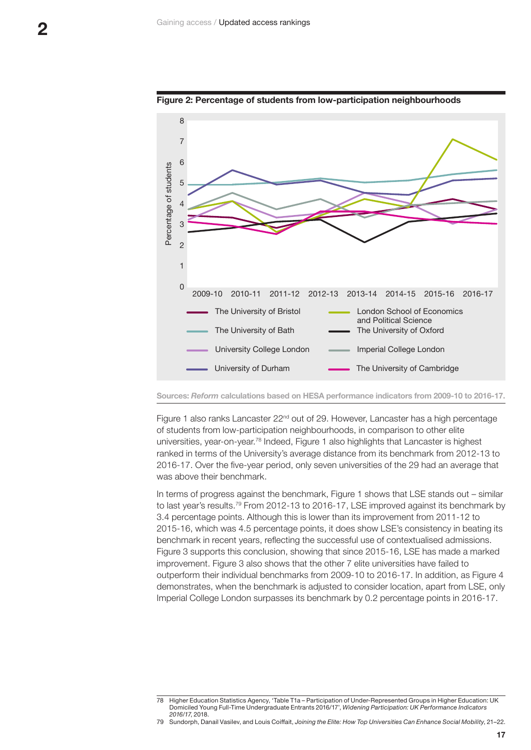**Figure 2: Percentage of students from low-participation neighbourhoods**

Sources: *Reform* calculations based on HESA performance indicators from 2009-10 to 2016-17.

Figure 1 also ranks Lancaster 22nd out of 29. However, Lancaster has a high percentage of students from low-participation neighbourhoods, in comparison to other elite universities, year-on-year.[78] Indeed, Figure 1 also highlights that Lancaster is highest ranked in terms of the University's average distance from its benchmark from 2012-13 to 2016-17. Over the five-year period, only seven universities of the 29 had an average that was above their benchmark.

In terms of progress against the benchmark, Figure 1 shows that LSE stands out – similar to last year's results.[79] From 2012-13 to 2016-17, LSE improved against its benchmark by 3.4 percentage points. Although this is lower than its improvement from 2011-12 to 2015-16, which was 4.5 percentage points, it does show LSE's consistency in beating its benchmark in recent years, reflecting the successful use of contextualised admissions. Figure 3 supports this conclusion, showing that since 2015-16, LSE has made a marked improvement. Figure 3 also shows that the other 7 elite universities have failed to outperform their individual benchmarks from 2009-10 to 2016-17. In addition, as Figure 4 demonstrates, when the benchmark is adjusted to consider location, apart from LSE, only Imperial College London surpasses its benchmark by 0.2 percentage points in 2016-17.

---

78 Higher Education Statistics Agency, 'Table T1a – Participation of Under-Represented Groups in Higher Education: UK Domiciled Young Full-Time Undergraduate Entrants 2016/17', *Widening Participation: UK Performance Indicators 2016/17*, 2018.

79 Sundorph, Danail Vasilev, and Louis Coiffait, *Joining the Elite: How Top Universities Can Enhance Social Mobility*, 21–22.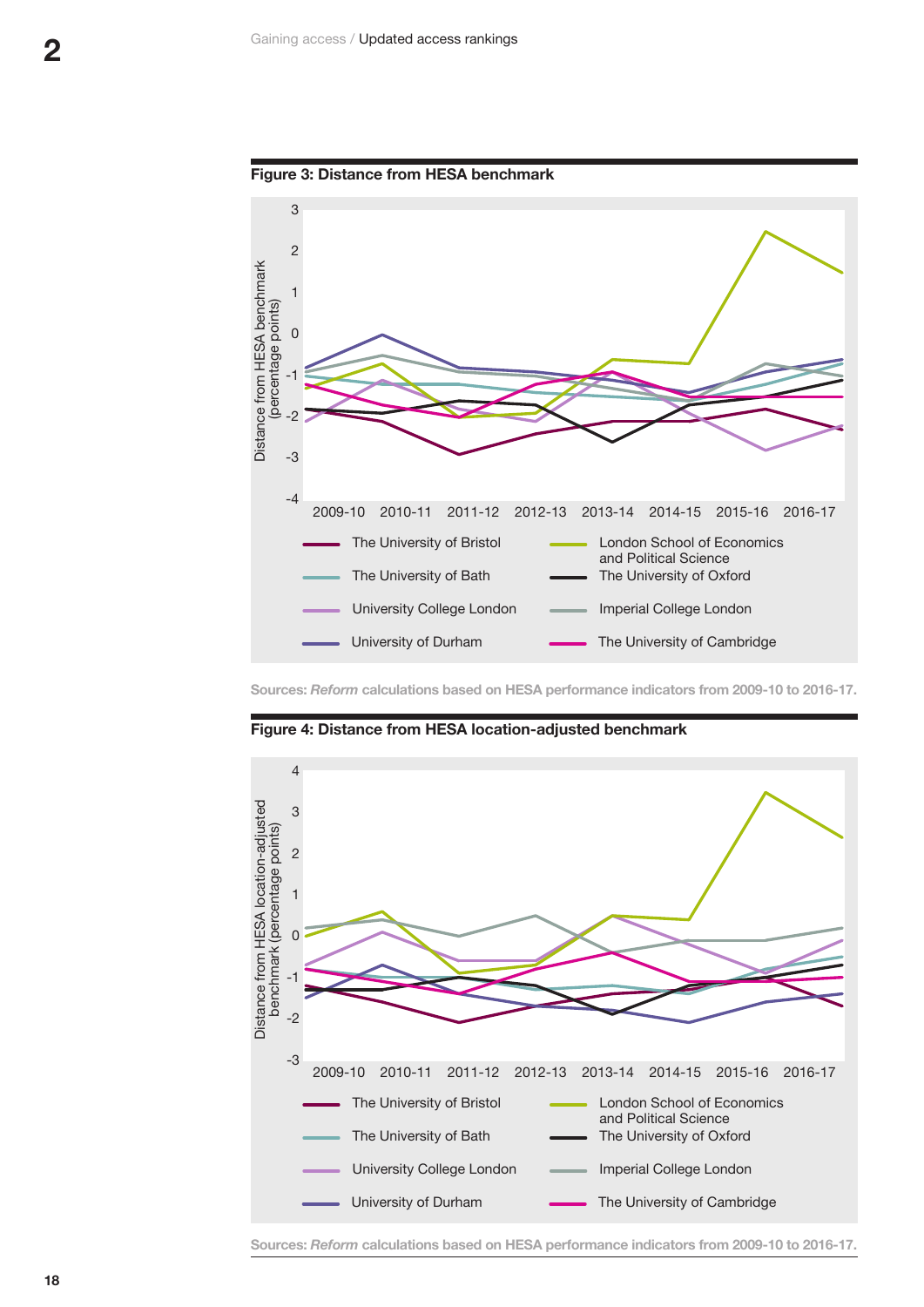**Figure 3: Distance from HESA benchmark**

Sources: *Reform* calculations based on HESA performance indicators from 2009-10 to 2016-17.

**Figure 4: Distance from HESA location-adjusted benchmark**

Sources: *Reform* calculations based on HESA performance indicators from 2009-10 to 2016-17.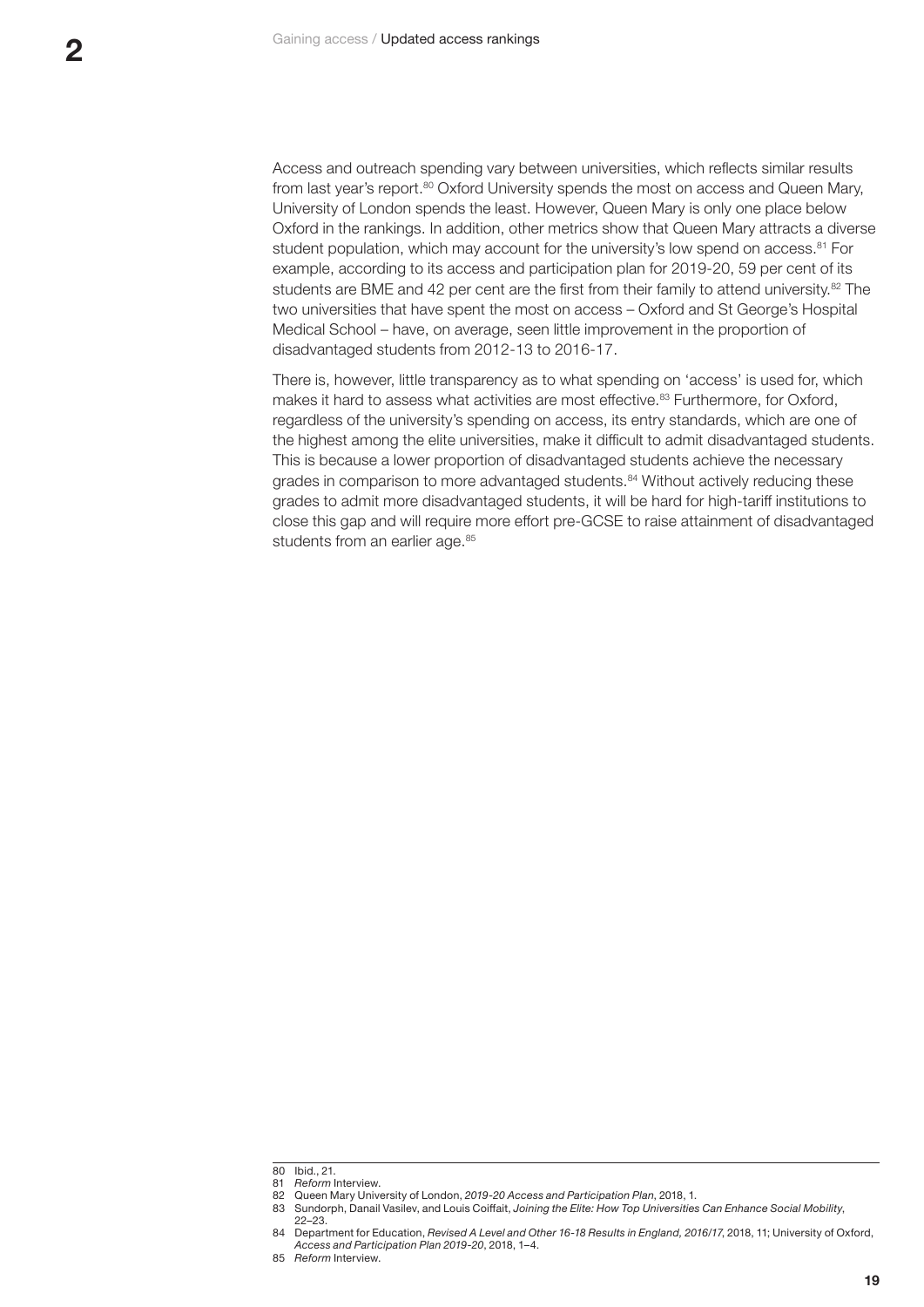Access and outreach spending vary between universities, which reflects similar results from last year's report.[80] Oxford University spends the most on access and Queen Mary, University of London spends the least. However, Queen Mary is only one place below Oxford in the rankings. In addition, other metrics show that Queen Mary attracts a diverse student population, which may account for the university's low spend on access.[81] For example, according to its access and participation plan for 2019-20, 59 per cent of its students are BME and 42 per cent are the first from their family to attend university.[82] The two universities that have spent the most on access – Oxford and St George's Hospital Medical School – have, on average, seen little improvement in the proportion of disadvantaged students from 2012-13 to 2016-17.

There is, however, little transparency as to what spending on 'access' is used for, which makes it hard to assess what activities are most effective.[83] Furthermore, for Oxford, regardless of the university's spending on access, its entry standards, which are one of the highest among the elite universities, make it difficult to admit disadvantaged students. This is because a lower proportion of disadvantaged students achieve the necessary grades in comparison to more advantaged students.[84] Without actively reducing these grades to admit more disadvantaged students, it will be hard for high-tariff institutions to close this gap and will require more effort pre-GCSE to raise attainment of disadvantaged students from an earlier age.[85]

---

80 Ibid., 21.

81 *Reform* Interview.

82 Queen Mary University of London, *2019-20 Access and Participation Plan*, 2018, 1.

83 Sundorph, Danail Vasilev, and Louis Coiffait, *Joining the Elite: How Top Universities Can Enhance Social Mobility*, 22–23.

84 Department for Education, *Revised A Level and Other 16-18 Results in England, 2016/17*, 2018, 11; University of Oxford, *Access and Participation Plan 2019-20*, 2018, 1–4.

85 *Reform* Interview.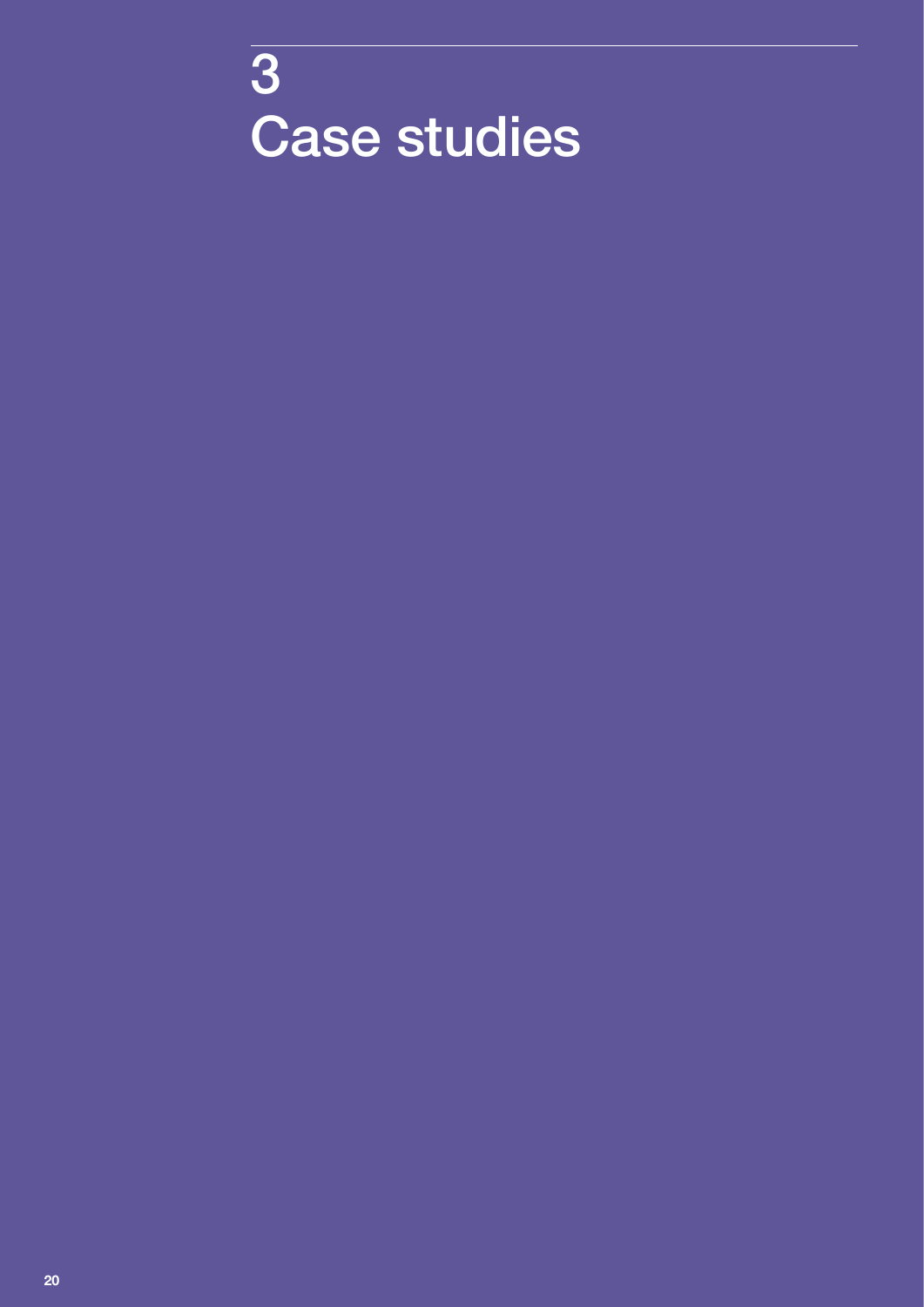# 3
# Case studies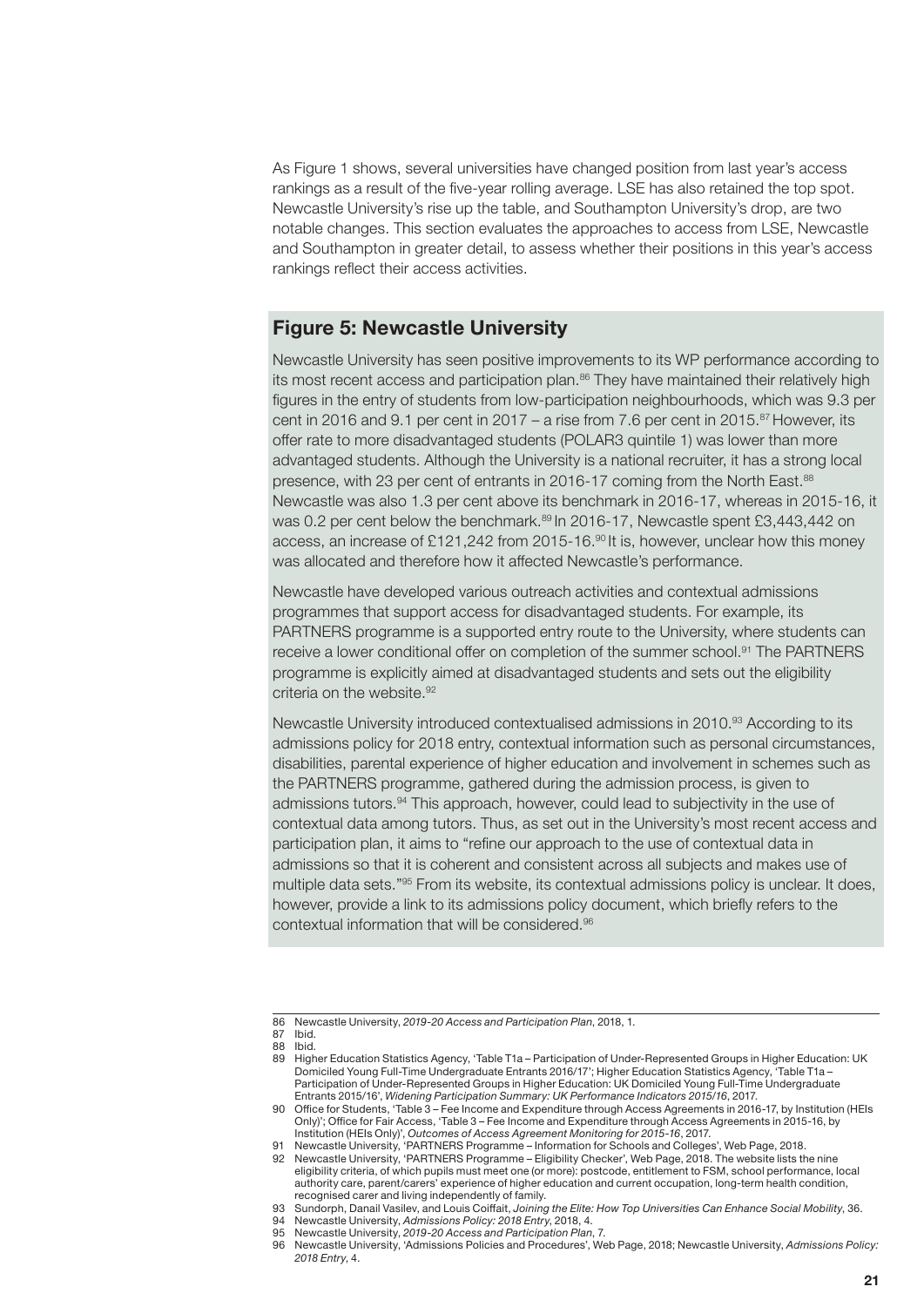As Figure 1 shows, several universities have changed position from last year's access rankings as a result of the five-year rolling average. LSE has also retained the top spot. Newcastle University's rise up the table, and Southampton University's drop, are two notable changes. This section evaluates the approaches to access from LSE, Newcastle and Southampton in greater detail, to assess whether their positions in this year's access rankings reflect their access activities.

## Figure 5: Newcastle University

Newcastle University has seen positive improvements to its WP performance according to its most recent access and participation plan.[86] They have maintained their relatively high figures in the entry of students from low-participation neighbourhoods, which was 9.3 per cent in 2016 and 9.1 per cent in 2017 – a rise from 7.6 per cent in 2015.[87] However, its offer rate to more disadvantaged students (POLAR3 quintile 1) was lower than more advantaged students. Although the University is a national recruiter, it has a strong local presence, with 23 per cent of entrants in 2016-17 coming from the North East.[88] Newcastle was also 1.3 per cent above its benchmark in 2016-17, whereas in 2015-16, it was 0.2 per cent below the benchmark.[89] In 2016-17, Newcastle spent £3,443,442 on access, an increase of £121,242 from 2015-16.[90] It is, however, unclear how this money was allocated and therefore how it affected Newcastle's performance.

Newcastle have developed various outreach activities and contextual admissions programmes that support access for disadvantaged students. For example, its PARTNERS programme is a supported entry route to the University, where students can receive a lower conditional offer on completion of the summer school.[91] The PARTNERS programme is explicitly aimed at disadvantaged students and sets out the eligibility criteria on the website.[92]

Newcastle University introduced contextualised admissions in 2010.[93] According to its admissions policy for 2018 entry, contextual information such as personal circumstances, disabilities, parental experience of higher education and involvement in schemes such as the PARTNERS programme, gathered during the admission process, is given to admissions tutors.[94] This approach, however, could lead to subjectivity in the use of contextual data among tutors. Thus, as set out in the University's most recent access and participation plan, it aims to "refine our approach to the use of contextual data in admissions so that it is coherent and consistent across all subjects and makes use of multiple data sets."[95] From its website, its contextual admissions policy is unclear. It does, however, provide a link to its admissions policy document, which briefly refers to the contextual information that will be considered.[96]

---

86 Newcastle University, *2019-20 Access and Participation Plan*, 2018, 1.

87 Ibid.

88 Ibid.

89 Higher Education Statistics Agency, 'Table T1a – Participation of Under-Represented Groups in Higher Education: UK Domiciled Young Full-Time Undergraduate Entrants 2016/17'; Higher Education Statistics Agency, 'Table T1a – Participation of Under-Represented Groups in Higher Education: UK Domiciled Young Full-Time Undergraduate Entrants 2015/16', *Widening Participation Summary: UK Performance Indicators 2015/16*, 2017.

90 Office for Students, 'Table 3 – Fee Income and Expenditure through Access Agreements in 2016-17, by Institution (HEIs Only)'; Office for Fair Access, 'Table 3 – Fee Income and Expenditure through Access Agreements in 2015-16, by Institution (HEIs Only)', *Outcomes of Access Agreement Monitoring for 2015-16*, 2017.

91 Newcastle University, 'PARTNERS Programme – Information for Schools and Colleges', Web Page, 2018.

92 Newcastle University, 'PARTNERS Programme – Eligibility Checker', Web Page, 2018. The website lists the nine eligibility criteria, of which pupils must meet one (or more): postcode, entitlement to FSM, school performance, local authority care, parent/carers' experience of higher education and current occupation, long-term health condition, recognised carer and living independently of family.

93 Sundorph, Danail Vasilev, and Louis Coiffait, *Joining the Elite: How Top Universities Can Enhance Social Mobility*, 36.

94 Newcastle University, *Admissions Policy: 2018 Entry*, 2018, 4.

95 Newcastle University, *2019-20 Access and Participation Plan*, 7.

96 Newcastle University, 'Admissions Policies and Procedures', Web Page, 2018; Newcastle University, *Admissions Policy: 2018 Entry*, 4.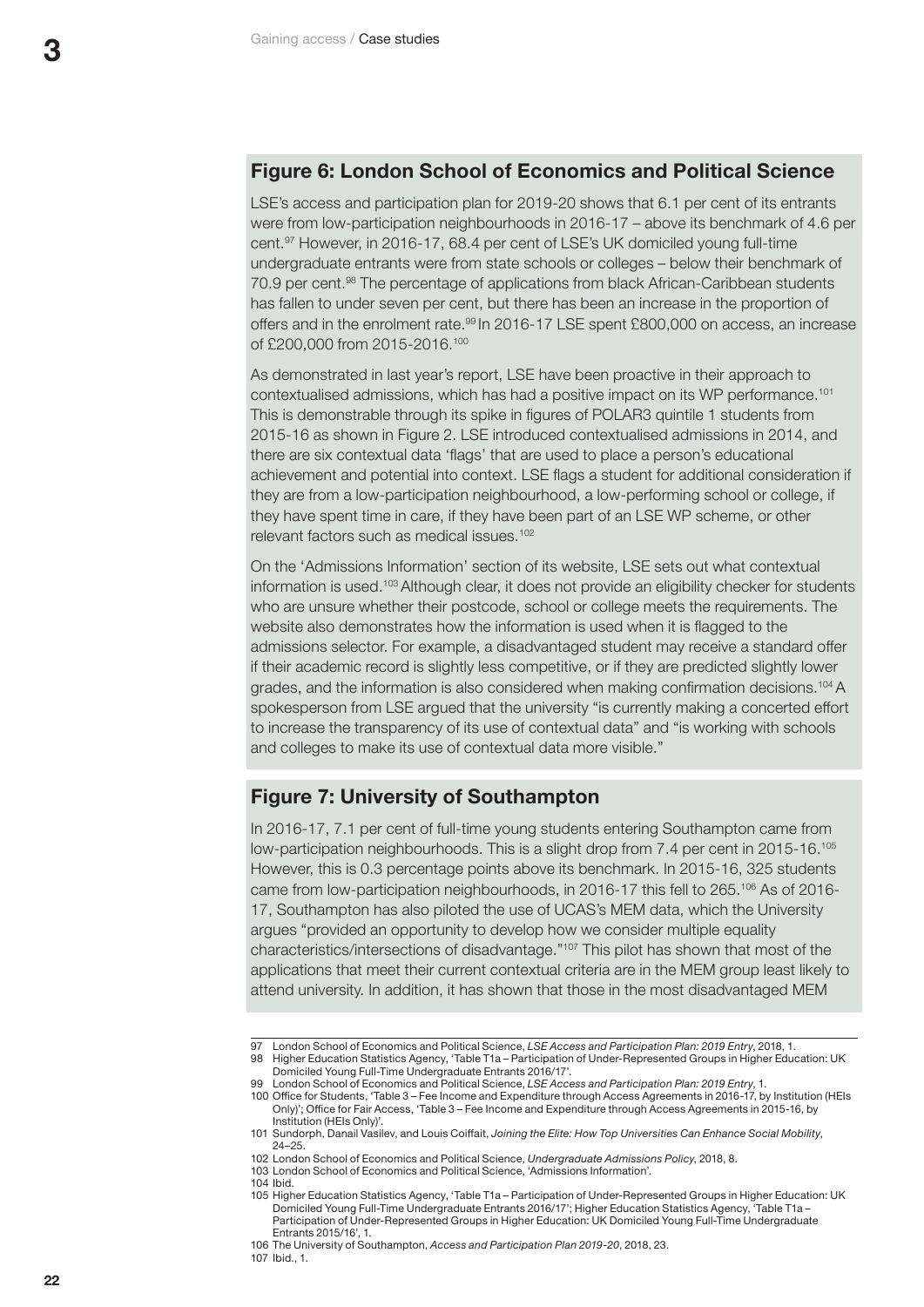## Figure 6: London School of Economics and Political Science

LSE's access and participation plan for 2019-20 shows that 6.1 per cent of its entrants were from low-participation neighbourhoods in 2016-17 – above its benchmark of 4.6 per cent.[97] However, in 2016-17, 68.4 per cent of LSE's UK domiciled young full-time undergraduate entrants were from state schools or colleges – below their benchmark of 70.9 per cent.[98] The percentage of applications from black African-Caribbean students has fallen to under seven per cent, but there has been an increase in the proportion of offers and in the enrolment rate.[99] In 2016-17 LSE spent £800,000 on access, an increase of £200,000 from 2015-2016.[100]

As demonstrated in last year's report, LSE have been proactive in their approach to contextualised admissions, which has had a positive impact on its WP performance.[101] This is demonstrable through its spike in figures of POLAR3 quintile 1 students from 2015-16 as shown in Figure 2. LSE introduced contextualised admissions in 2014, and there are six contextual data 'flags' that are used to place a person's educational achievement and potential into context. LSE flags a student for additional consideration if they are from a low-participation neighbourhood, a low-performing school or college, if they have spent time in care, if they have been part of an LSE WP scheme, or other relevant factors such as medical issues.[102]

On the 'Admissions Information' section of its website, LSE sets out what contextual information is used.[103] Although clear, it does not provide an eligibility checker for students who are unsure whether their postcode, school or college meets the requirements. The website also demonstrates how the information is used when it is flagged to the admissions selector. For example, a disadvantaged student may receive a standard offer if their academic record is slightly less competitive, or if they are predicted slightly lower grades, and the information is also considered when making confirmation decisions.[104] A spokesperson from LSE argued that the university "is currently making a concerted effort to increase the transparency of its use of contextual data" and "is working with schools and colleges to make its use of contextual data more visible."

## Figure 7: University of Southampton

In 2016-17, 7.1 per cent of full-time young students entering Southampton came from low-participation neighbourhoods. This is a slight drop from 7.4 per cent in 2015-16.[105] However, this is 0.3 percentage points above its benchmark. In 2015-16, 325 students came from low-participation neighbourhoods, in 2016-17 this fell to 265.[106] As of 2016-17, Southampton has also piloted the use of UCAS's MEM data, which the University argues "provided an opportunity to develop how we consider multiple equality characteristics/intersections of disadvantage."[107] This pilot has shown that most of the applications that meet their current contextual criteria are in the MEM group least likely to attend university. In addition, it has shown that those in the most disadvantaged MEM

---

97 London School of Economics and Political Science, *LSE Access and Participation Plan: 2019 Entry*, 2018, 1.

98 Higher Education Statistics Agency, 'Table T1a – Participation of Under-Represented Groups in Higher Education: UK Domiciled Young Full-Time Undergraduate Entrants 2016/17'.

99 London School of Economics and Political Science, *LSE Access and Participation Plan: 2019 Entry*, 1.

100 Office for Students, 'Table 3 – Fee Income and Expenditure through Access Agreements in 2016-17, by Institution (HEIs Only)'; Office for Fair Access, 'Table 3 – Fee Income and Expenditure through Access Agreements in 2015-16, by Institution (HEIs Only)'.

101 Sundorph, Danail Vasilev, and Louis Coiffait, *Joining the Elite: How Top Universities Can Enhance Social Mobility*, 24–25.

102 London School of Economics and Political Science, *Undergraduate Admissions Policy*, 2018, 8.

103 London School of Economics and Political Science, 'Admissions Information'.

104 Ibid.

105 Higher Education Statistics Agency, 'Table T1a – Participation of Under-Represented Groups in Higher Education: UK Domiciled Young Full-Time Undergraduate Entrants 2016/17'; Higher Education Statistics Agency, 'Table T1a – Participation of Under-Represented Groups in Higher Education: UK Domiciled Young Full-Time Undergraduate Entrants 2015/16', 1.

106 The University of Southampton, *Access and Participation Plan 2019-20*, 2018, 23.

107 Ibid., 1.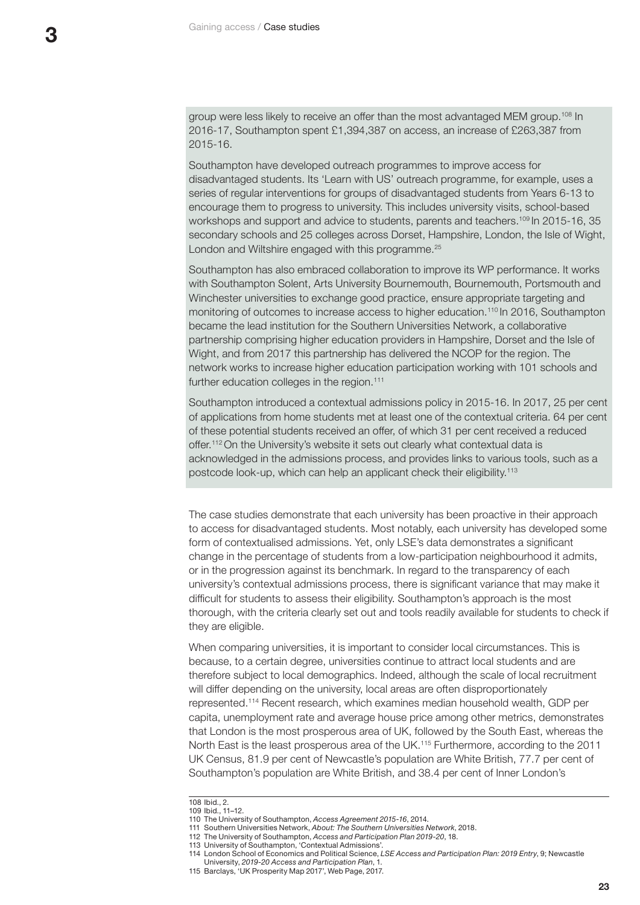group were less likely to receive an offer than the most advantaged MEM group.[108] In 2016-17, Southampton spent £1,394,387 on access, an increase of £263,387 from 2015-16.

Southampton have developed outreach programmes to improve access for disadvantaged students. Its 'Learn with US' outreach programme, for example, uses a series of regular interventions for groups of disadvantaged students from Years 6-13 to encourage them to progress to university. This includes university visits, school-based workshops and support and advice to students, parents and teachers.[109] In 2015-16, 35 secondary schools and 25 colleges across Dorset, Hampshire, London, the Isle of Wight, London and Wiltshire engaged with this programme.[25]

Southampton has also embraced collaboration to improve its WP performance. It works with Southampton Solent, Arts University Bournemouth, Bournemouth, Portsmouth and Winchester universities to exchange good practice, ensure appropriate targeting and monitoring of outcomes to increase access to higher education.[110] In 2016, Southampton became the lead institution for the Southern Universities Network, a collaborative partnership comprising higher education providers in Hampshire, Dorset and the Isle of Wight, and from 2017 this partnership has delivered the NCOP for the region. The network works to increase higher education participation working with 101 schools and further education colleges in the region.[111]

Southampton introduced a contextual admissions policy in 2015-16. In 2017, 25 per cent of applications from home students met at least one of the contextual criteria. 64 per cent of these potential students received an offer, of which 31 per cent received a reduced offer.[112] On the University's website it sets out clearly what contextual data is acknowledged in the admissions process, and provides links to various tools, such as a postcode look-up, which can help an applicant check their eligibility.[113]

The case studies demonstrate that each university has been proactive in their approach to access for disadvantaged students. Most notably, each university has developed some form of contextualised admissions. Yet, only LSE's data demonstrates a significant change in the percentage of students from a low-participation neighbourhood it admits, or in the progression against its benchmark. In regard to the transparency of each university's contextual admissions process, there is significant variance that may make it difficult for students to assess their eligibility. Southampton's approach is the most thorough, with the criteria clearly set out and tools readily available for students to check if they are eligible.

When comparing universities, it is important to consider local circumstances. This is because, to a certain degree, universities continue to attract local students and are therefore subject to local demographics. Indeed, although the scale of local recruitment will differ depending on the university, local areas are often disproportionately represented.[114] Recent research, which examines median household wealth, GDP per capita, unemployment rate and average house price among other metrics, demonstrates that London is the most prosperous area of UK, followed by the South East, whereas the North East is the least prosperous area of the UK.[115] Furthermore, according to the 2011 UK Census, 81.9 per cent of Newcastle's population are White British, 77.7 per cent of Southampton's population are White British, and 38.4 per cent of Inner London's

---

108 Ibid., 2.
109 Ibid., 11–12.
110 The University of Southampton, *Access Agreement 2015-16*, 2014.
111 Southern Universities Network, *About: The Southern Universities Network*, 2018.
112 The University of Southampton, *Access and Participation Plan 2019-20*, 18.
113 University of Southampton, 'Contextual Admissions'.
114 London School of Economics and Political Science, *LSE Access and Participation Plan: 2019 Entry*, 9; Newcastle University, *2019-20 Access and Participation Plan*, 1.
115 Barclays, 'UK Prosperity Map 2017', Web Page, 2017.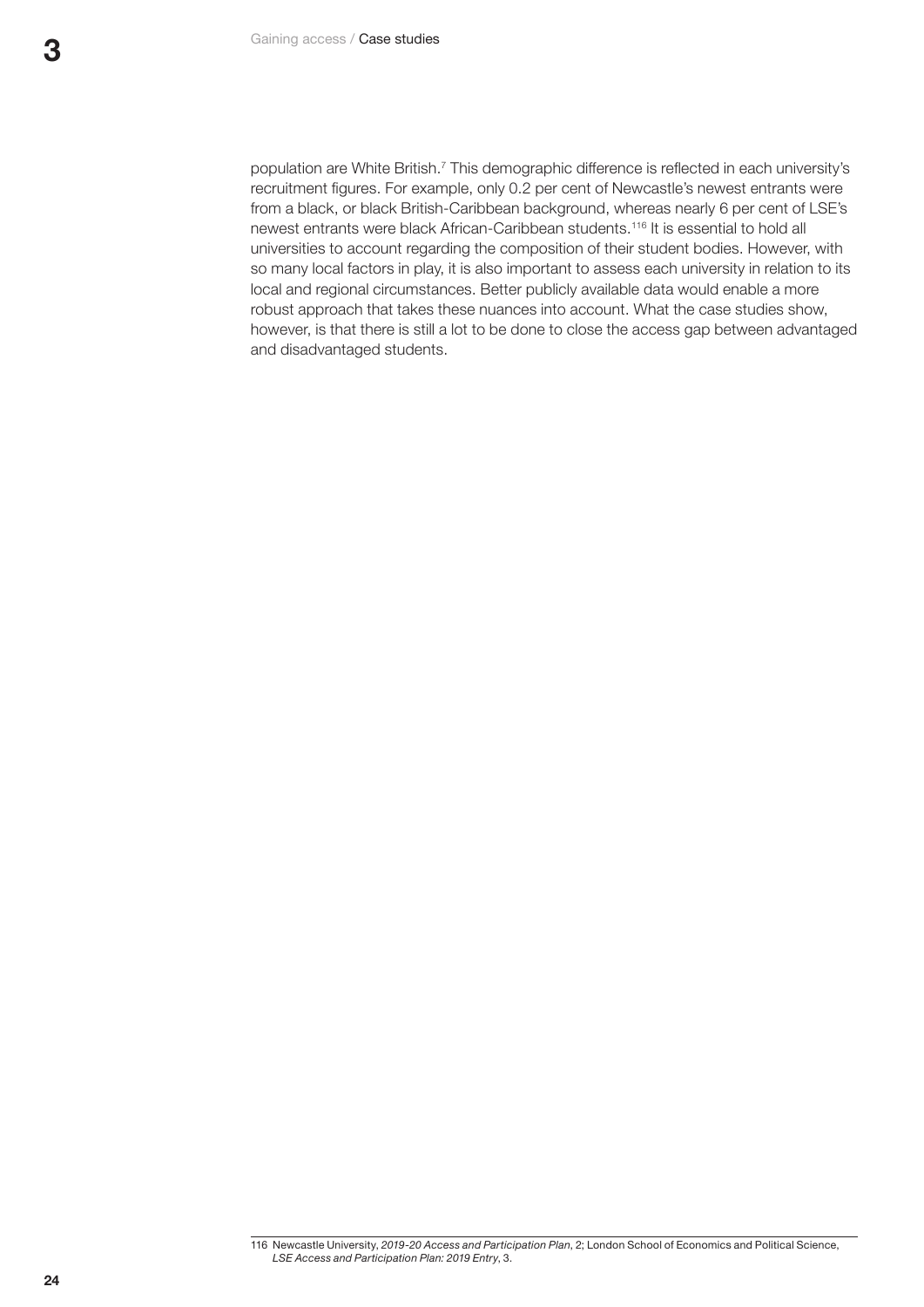population are White British.[7] This demographic difference is reflected in each university's recruitment figures. For example, only 0.2 per cent of Newcastle's newest entrants were from a black, or black British-Caribbean background, whereas nearly 6 per cent of LSE's newest entrants were black African-Caribbean students.[116] It is essential to hold all universities to account regarding the composition of their student bodies. However, with so many local factors in play, it is also important to assess each university in relation to its local and regional circumstances. Better publicly available data would enable a more robust approach that takes these nuances into account. What the case studies show, however, is that there is still a lot to be done to close the access gap between advantaged and disadvantaged students.

116 Newcastle University, *2019-20 Access and Participation Plan*, 2; London School of Economics and Political Science, *LSE Access and Participation Plan: 2019 Entry*, 3.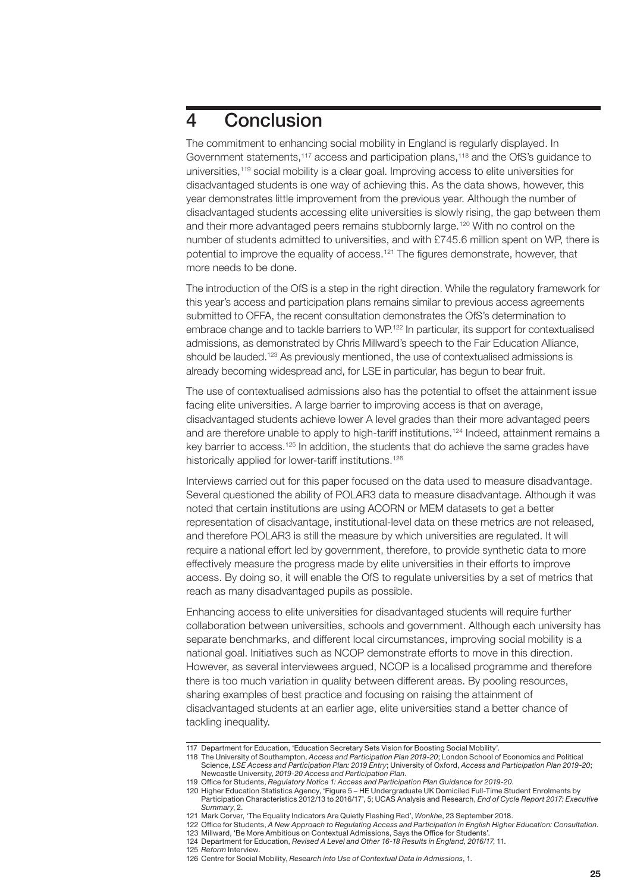# 4 Conclusion

The commitment to enhancing social mobility in England is regularly displayed. In Government statements,[117] access and participation plans,[118] and the OfS's guidance to universities,[119] social mobility is a clear goal. Improving access to elite universities for disadvantaged students is one way of achieving this. As the data shows, however, this year demonstrates little improvement from the previous year. Although the number of disadvantaged students accessing elite universities is slowly rising, the gap between them and their more advantaged peers remains stubbornly large.[120] With no control on the number of students admitted to universities, and with £745.6 million spent on WP, there is potential to improve the equality of access.[121] The figures demonstrate, however, that more needs to be done.

The introduction of the OfS is a step in the right direction. While the regulatory framework for this year's access and participation plans remains similar to previous access agreements submitted to OFFA, the recent consultation demonstrates the OfS's determination to embrace change and to tackle barriers to WP.[122] In particular, its support for contextualised admissions, as demonstrated by Chris Millward's speech to the Fair Education Alliance, should be lauded.[123] As previously mentioned, the use of contextualised admissions is already becoming widespread and, for LSE in particular, has begun to bear fruit.

The use of contextualised admissions also has the potential to offset the attainment issue facing elite universities. A large barrier to improving access is that on average, disadvantaged students achieve lower A level grades than their more advantaged peers and are therefore unable to apply to high-tariff institutions.[124] Indeed, attainment remains a key barrier to access.[125] In addition, the students that do achieve the same grades have historically applied for lower-tariff institutions.[126]

Interviews carried out for this paper focused on the data used to measure disadvantage. Several questioned the ability of POLAR3 data to measure disadvantage. Although it was noted that certain institutions are using ACORN or MEM datasets to get a better representation of disadvantage, institutional-level data on these metrics are not released, and therefore POLAR3 is still the measure by which universities are regulated. It will require a national effort led by government, therefore, to provide synthetic data to more effectively measure the progress made by elite universities in their efforts to improve access. By doing so, it will enable the OfS to regulate universities by a set of metrics that reach as many disadvantaged pupils as possible.

Enhancing access to elite universities for disadvantaged students will require further collaboration between universities, schools and government. Although each university has separate benchmarks, and different local circumstances, improving social mobility is a national goal. Initiatives such as NCOP demonstrate efforts to move in this direction. However, as several interviewees argued, NCOP is a localised programme and therefore there is too much variation in quality between different areas. By pooling resources, sharing examples of best practice and focusing on raising the attainment of disadvantaged students at an earlier age, elite universities stand a better chance of tackling inequality.

---

117 Department for Education, 'Education Secretary Sets Vision for Boosting Social Mobility'.

118 The University of Southampton, *Access and Participation Plan 2019-20*; London School of Economics and Political Science, *LSE Access and Participation Plan: 2019 Entry*; University of Oxford, *Access and Participation Plan 2019-20*; Newcastle University, *2019-20 Access and Participation Plan*.

119 Office for Students, *Regulatory Notice 1: Access and Participation Plan Guidance for 2019-20*.

120 Higher Education Statistics Agency, 'Figure 5 – HE Undergraduate UK Domiciled Full-Time Student Enrolments by Participation Characteristics 2012/13 to 2016/17', 5; UCAS Analysis and Research, *End of Cycle Report 2017: Executive Summary*, 2.

121 Mark Corver, 'The Equality Indicators Are Quietly Flashing Red', *Wonkhe*, 23 September 2018.

122 Office for Students, *A New Approach to Regulating Access and Participation in English Higher Education: Consultation*.

123 Millward, 'Be More Ambitious on Contextual Admissions, Says the Office for Students'.

124 Department for Education, *Revised A Level and Other 16-18 Results in England, 2016/17*, 11.

125 *Reform* Interview.

126 Centre for Social Mobility, *Research into Use of Contextual Data in Admissions*, 1.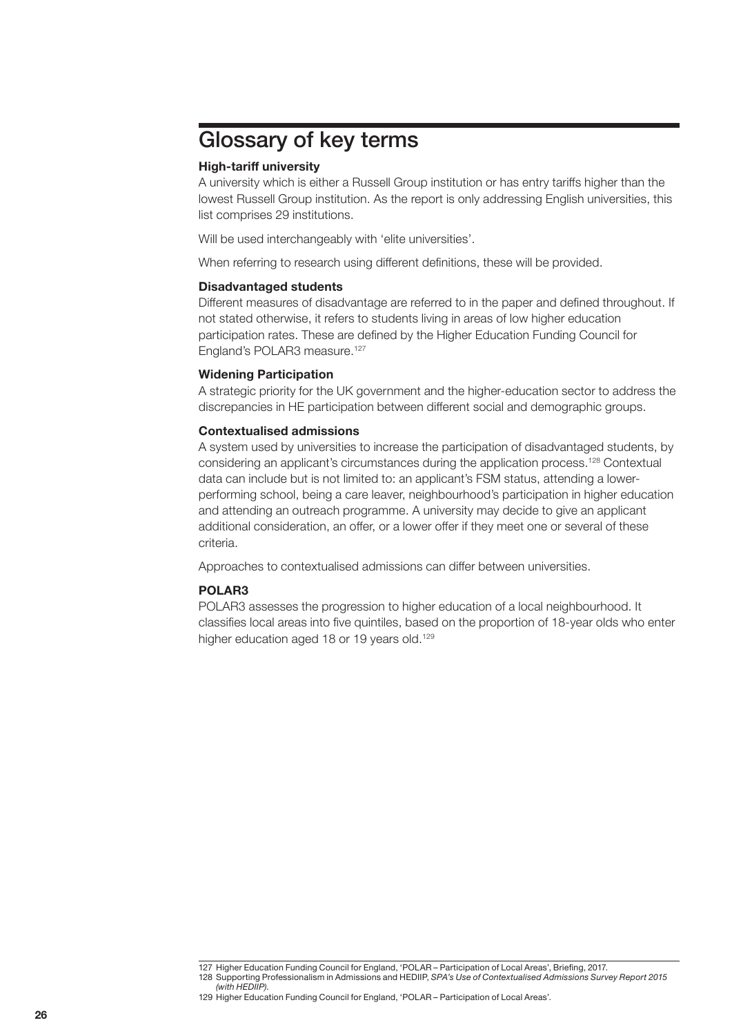# Glossary of key terms

**High-tariff university**
A university which is either a Russell Group institution or has entry tariffs higher than the lowest Russell Group institution. As the report is only addressing English universities, this list comprises 29 institutions.

Will be used interchangeably with 'elite universities'.

When referring to research using different definitions, these will be provided.

**Disadvantaged students**
Different measures of disadvantage are referred to in the paper and defined throughout. If not stated otherwise, it refers to students living in areas of low higher education participation rates. These are defined by the Higher Education Funding Council for England's POLAR3 measure.[127]

**Widening Participation**
A strategic priority for the UK government and the higher-education sector to address the discrepancies in HE participation between different social and demographic groups.

**Contextualised admissions**
A system used by universities to increase the participation of disadvantaged students, by considering an applicant's circumstances during the application process.[128] Contextual data can include but is not limited to: an applicant's FSM status, attending a lower-performing school, being a care leaver, neighbourhood's participation in higher education and attending an outreach programme. A university may decide to give an applicant additional consideration, an offer, or a lower offer if they meet one or several of these criteria.

Approaches to contextualised admissions can differ between universities.

**POLAR3**
POLAR3 assesses the progression to higher education of a local neighbourhood. It classifies local areas into five quintiles, based on the proportion of 18-year olds who enter higher education aged 18 or 19 years old.[129]

---

127 Higher Education Funding Council for England, 'POLAR – Participation of Local Areas', Briefing, 2017.
128 Supporting Professionalism in Admissions and HEDIIP, *SPA's Use of Contextualised Admissions Survey Report 2015 (with HEDIIP).*
129 Higher Education Funding Council for England, 'POLAR – Participation of Local Areas'.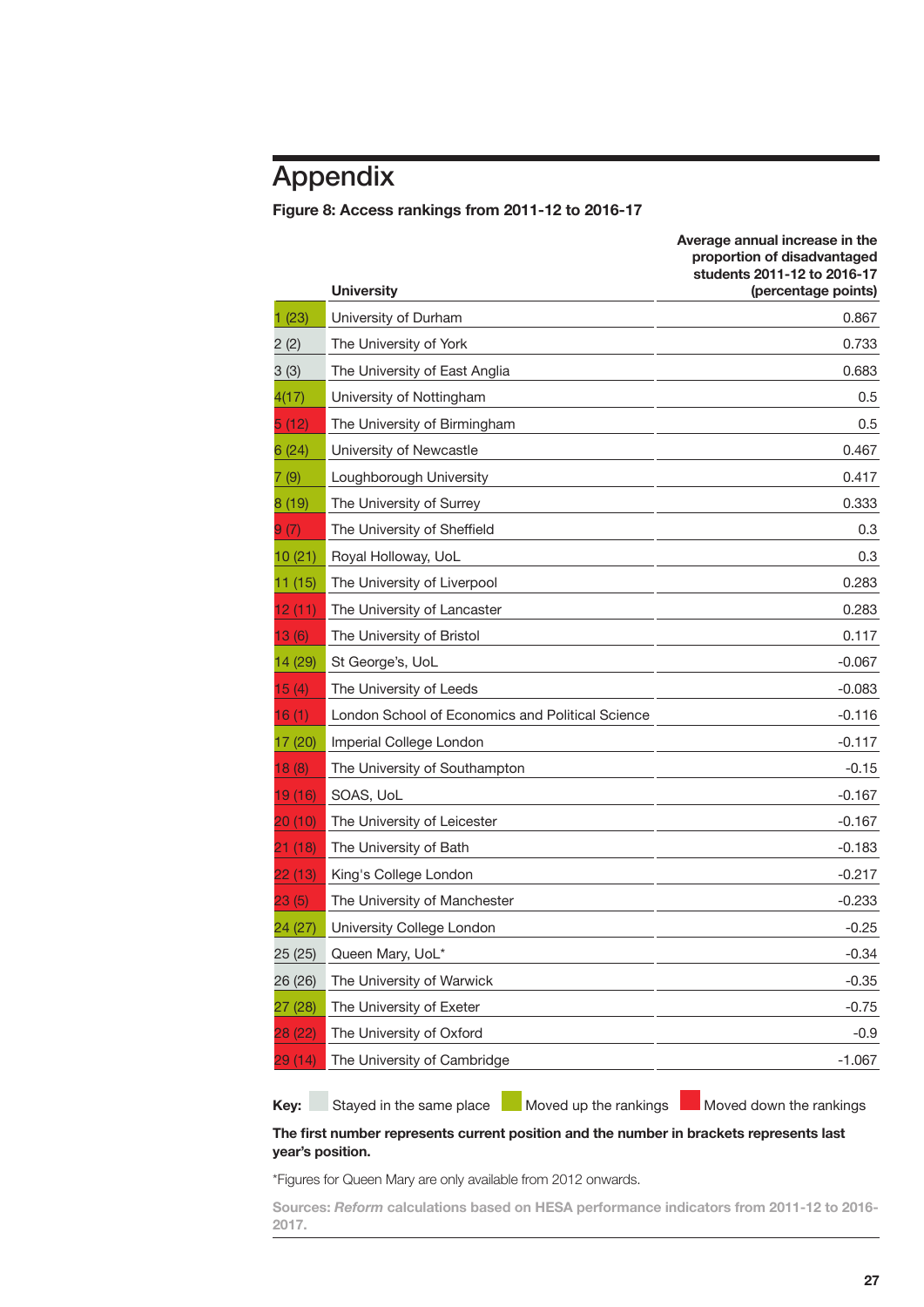# Appendix

**Figure 8: Access rankings from 2011-12 to 2016-17**

| | University | Average annual increase in the proportion of disadvantaged students 2011-12 to 2016-17 (percentage points) |
|---|---|---|
| 1 (23) | University of Durham | 0.867 |
| 2 (2) | The University of York | 0.733 |
| 3 (3) | The University of East Anglia | 0.683 |
| 4(17) | University of Nottingham | 0.5 |
| 5 (12) | The University of Birmingham | 0.5 |
| 6 (24) | University of Newcastle | 0.467 |
| 7 (9) | Loughborough University | 0.417 |
| 8 (19) | The University of Surrey | 0.333 |
| 9 (7) | The University of Sheffield | 0.3 |
| 10 (21) | Royal Holloway, UoL | 0.3 |
| 11 (15) | The University of Liverpool | 0.283 |
| 12 (11) | The University of Lancaster | 0.283 |
| 13 (6) | The University of Bristol | 0.117 |
| 14 (29) | St George's, UoL | -0.067 |
| 15 (4) | The University of Leeds | -0.083 |
| 16 (1) | London School of Economics and Political Science | -0.116 |
| 17 (20) | Imperial College London | -0.117 |
| 18 (8) | The University of Southampton | -0.15 |
| 19 (16) | SOAS, UoL | -0.167 |
| 20 (10) | The University of Leicester | -0.167 |
| 21 (18) | The University of Bath | -0.183 |
| 22 (13) | King's College London | -0.217 |
| 23 (5) | The University of Manchester | -0.233 |
| 24 (27) | University College London | -0.25 |
| 25 (25) | Queen Mary, UoL* | -0.34 |
| 26 (26) | The University of Warwick | -0.35 |
| 27 (28) | The University of Exeter | -0.75 |
| 28 (22) | The University of Oxford | -0.9 |
| 29 (14) | The University of Cambridge | -1.067 |

**Key:** Stayed in the same place | Moved up the rankings | Moved down the rankings

**The first number represents current position and the number in brackets represents last year's position.**

*Figures for Queen Mary are only available from 2012 onwards.

**Sources: *Reform* calculations based on HESA performance indicators from 2011-12 to 2016-2017.**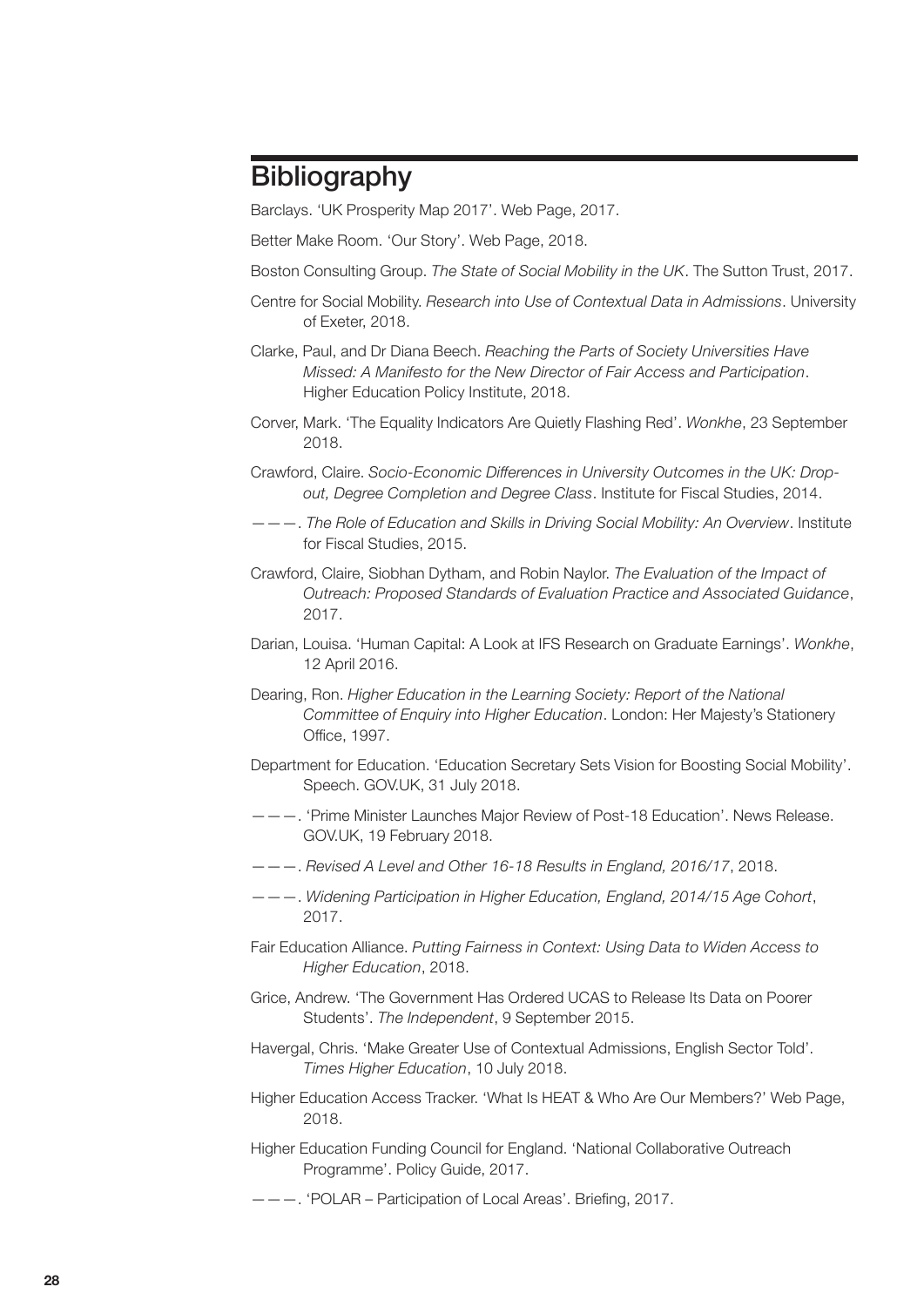# Bibliography

Barclays. 'UK Prosperity Map 2017'. Web Page, 2017.

Better Make Room. 'Our Story'. Web Page, 2018.

Boston Consulting Group. *The State of Social Mobility in the UK*. The Sutton Trust, 2017.

Centre for Social Mobility. *Research into Use of Contextual Data in Admissions*. University of Exeter, 2018.

Clarke, Paul, and Dr Diana Beech. *Reaching the Parts of Society Universities Have Missed: A Manifesto for the New Director of Fair Access and Participation*. Higher Education Policy Institute, 2018.

Corver, Mark. 'The Equality Indicators Are Quietly Flashing Red'. *Wonkhe*, 23 September 2018.

Crawford, Claire. *Socio-Economic Differences in University Outcomes in the UK: Drop-out, Degree Completion and Degree Class*. Institute for Fiscal Studies, 2014.

———. *The Role of Education and Skills in Driving Social Mobility: An Overview*. Institute for Fiscal Studies, 2015.

Crawford, Claire, Siobhan Dytham, and Robin Naylor. *The Evaluation of the Impact of Outreach: Proposed Standards of Evaluation Practice and Associated Guidance*, 2017.

Darian, Louisa. 'Human Capital: A Look at IFS Research on Graduate Earnings'. *Wonkhe*, 12 April 2016.

Dearing, Ron. *Higher Education in the Learning Society: Report of the National Committee of Enquiry into Higher Education*. London: Her Majesty's Stationery Office, 1997.

Department for Education. 'Education Secretary Sets Vision for Boosting Social Mobility'. Speech. GOV.UK, 31 July 2018.

———. 'Prime Minister Launches Major Review of Post-18 Education'. News Release. GOV.UK, 19 February 2018.

———. *Revised A Level and Other 16-18 Results in England, 2016/17*, 2018.

———. *Widening Participation in Higher Education, England, 2014/15 Age Cohort*, 2017.

Fair Education Alliance. *Putting Fairness in Context: Using Data to Widen Access to Higher Education*, 2018.

Grice, Andrew. 'The Government Has Ordered UCAS to Release Its Data on Poorer Students'. *The Independent*, 9 September 2015.

Havergal, Chris. 'Make Greater Use of Contextual Admissions, English Sector Told'. *Times Higher Education*, 10 July 2018.

Higher Education Access Tracker. 'What Is HEAT & Who Are Our Members?' Web Page, 2018.

Higher Education Funding Council for England. 'National Collaborative Outreach Programme'. Policy Guide, 2017.

———. 'POLAR – Participation of Local Areas'. Briefing, 2017.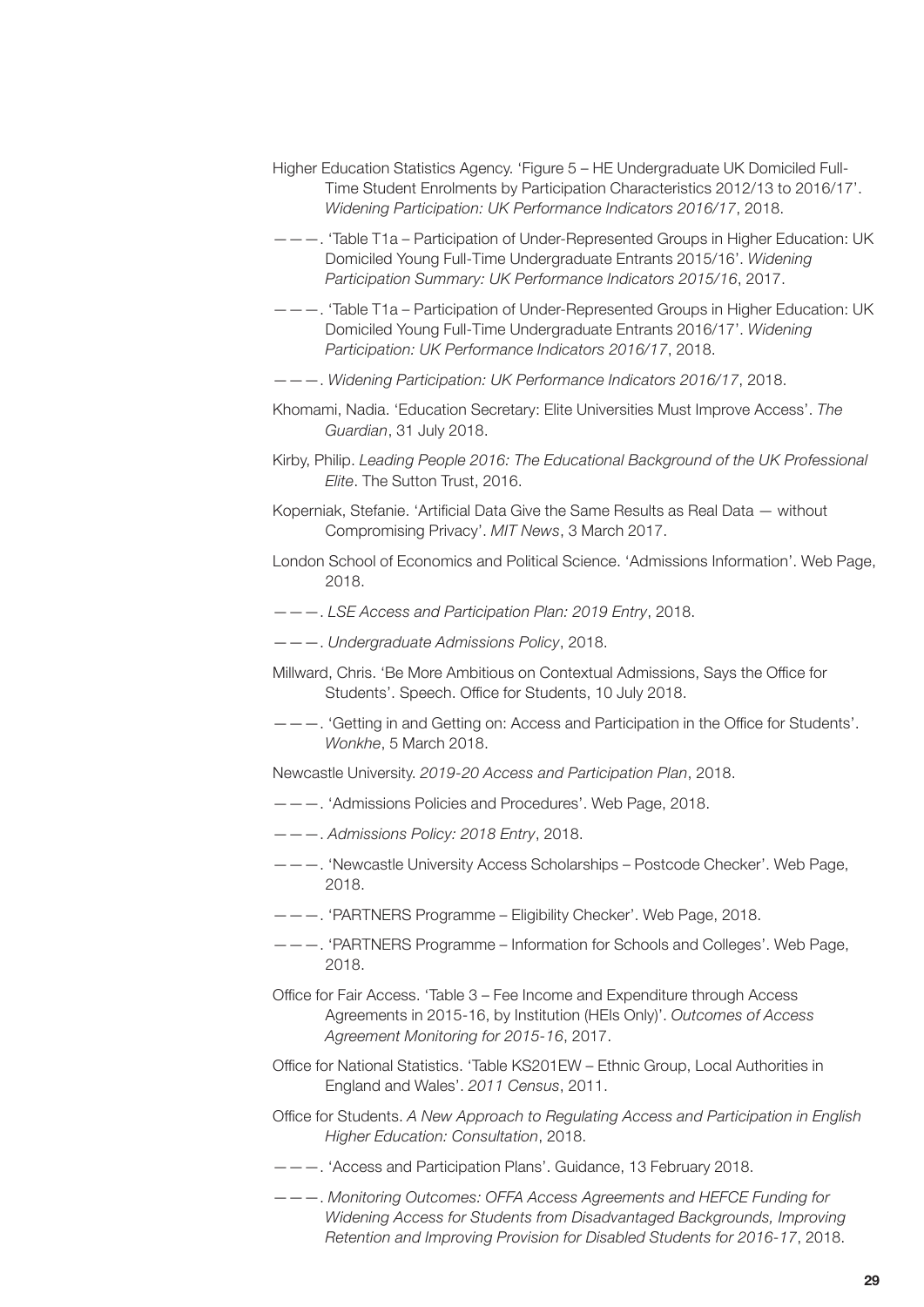Higher Education Statistics Agency. 'Figure 5 – HE Undergraduate UK Domiciled Full-Time Student Enrolments by Participation Characteristics 2012/13 to 2016/17'. *Widening Participation: UK Performance Indicators 2016/17*, 2018.

———. 'Table T1a – Participation of Under-Represented Groups in Higher Education: UK Domiciled Young Full-Time Undergraduate Entrants 2015/16'. *Widening Participation Summary: UK Performance Indicators 2015/16*, 2017.

———. 'Table T1a – Participation of Under-Represented Groups in Higher Education: UK Domiciled Young Full-Time Undergraduate Entrants 2016/17'. *Widening Participation: UK Performance Indicators 2016/17*, 2018.

———. *Widening Participation: UK Performance Indicators 2016/17*, 2018.

Khomami, Nadia. 'Education Secretary: Elite Universities Must Improve Access'. *The Guardian*, 31 July 2018.

Kirby, Philip. *Leading People 2016: The Educational Background of the UK Professional Elite*. The Sutton Trust, 2016.

Koperniak, Stefanie. 'Artificial Data Give the Same Results as Real Data — without Compromising Privacy'. *MIT News*, 3 March 2017.

London School of Economics and Political Science. 'Admissions Information'. Web Page, 2018.

———. *LSE Access and Participation Plan: 2019 Entry*, 2018.

———. *Undergraduate Admissions Policy*, 2018.

Millward, Chris. 'Be More Ambitious on Contextual Admissions, Says the Office for Students'. Speech. Office for Students, 10 July 2018.

———. 'Getting in and Getting on: Access and Participation in the Office for Students'. *Wonkhe*, 5 March 2018.

Newcastle University. *2019-20 Access and Participation Plan*, 2018.

———. 'Admissions Policies and Procedures'. Web Page, 2018.

———. *Admissions Policy: 2018 Entry*, 2018.

———. 'Newcastle University Access Scholarships – Postcode Checker'. Web Page, 2018.

———. 'PARTNERS Programme – Eligibility Checker'. Web Page, 2018.

———. 'PARTNERS Programme – Information for Schools and Colleges'. Web Page, 2018.

Office for Fair Access. 'Table 3 – Fee Income and Expenditure through Access Agreements in 2015-16, by Institution (HEIs Only)'. *Outcomes of Access Agreement Monitoring for 2015-16*, 2017.

Office for National Statistics. 'Table KS201EW – Ethnic Group, Local Authorities in England and Wales'. *2011 Census*, 2011.

Office for Students. *A New Approach to Regulating Access and Participation in English Higher Education: Consultation*, 2018.

———. 'Access and Participation Plans'. Guidance, 13 February 2018.

———. *Monitoring Outcomes: OFFA Access Agreements and HEFCE Funding for Widening Access for Students from Disadvantaged Backgrounds, Improving Retention and Improving Provision for Disabled Students for 2016-17*, 2018.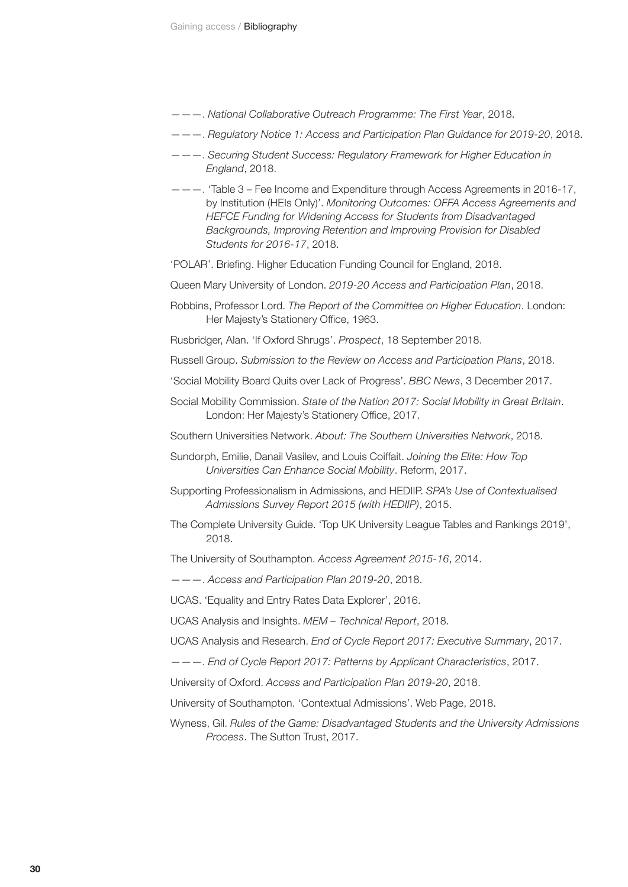———. *National Collaborative Outreach Programme: The First Year*, 2018.

———. *Regulatory Notice 1: Access and Participation Plan Guidance for 2019-20*, 2018.

———. *Securing Student Success: Regulatory Framework for Higher Education in England*, 2018.

———. 'Table 3 – Fee Income and Expenditure through Access Agreements in 2016-17, by Institution (HEIs Only)'. *Monitoring Outcomes: OFFA Access Agreements and HEFCE Funding for Widening Access for Students from Disadvantaged Backgrounds, Improving Retention and Improving Provision for Disabled Students for 2016-17*, 2018.

'POLAR'. Briefing. Higher Education Funding Council for England, 2018.

Queen Mary University of London. *2019-20 Access and Participation Plan*, 2018.

Robbins, Professor Lord. *The Report of the Committee on Higher Education*. London: Her Majesty's Stationery Office, 1963.

Rusbridger, Alan. 'If Oxford Shrugs'. *Prospect*, 18 September 2018.

Russell Group. *Submission to the Review on Access and Participation Plans*, 2018.

'Social Mobility Board Quits over Lack of Progress'. *BBC News*, 3 December 2017.

Social Mobility Commission. *State of the Nation 2017: Social Mobility in Great Britain*. London: Her Majesty's Stationery Office, 2017.

Southern Universities Network. *About: The Southern Universities Network*, 2018.

Sundorph, Emilie, Danail Vasilev, and Louis Coiffait. *Joining the Elite: How Top Universities Can Enhance Social Mobility*. Reform, 2017.

Supporting Professionalism in Admissions, and HEDIIP. *SPA's Use of Contextualised Admissions Survey Report 2015 (with HEDIIP)*, 2015.

The Complete University Guide. 'Top UK University League Tables and Rankings 2019', 2018.

The University of Southampton. *Access Agreement 2015-16*, 2014.

———. *Access and Participation Plan 2019-20*, 2018.

UCAS. 'Equality and Entry Rates Data Explorer', 2016.

UCAS Analysis and Insights. *MEM – Technical Report*, 2018.

UCAS Analysis and Research. *End of Cycle Report 2017: Executive Summary*, 2017.

———. *End of Cycle Report 2017: Patterns by Applicant Characteristics*, 2017.

University of Oxford. *Access and Participation Plan 2019-20*, 2018.

University of Southampton. 'Contextual Admissions'. Web Page, 2018.

Wyness, Gil. *Rules of the Game: Disadvantaged Students and the University Admissions Process*. The Sutton Trust, 2017.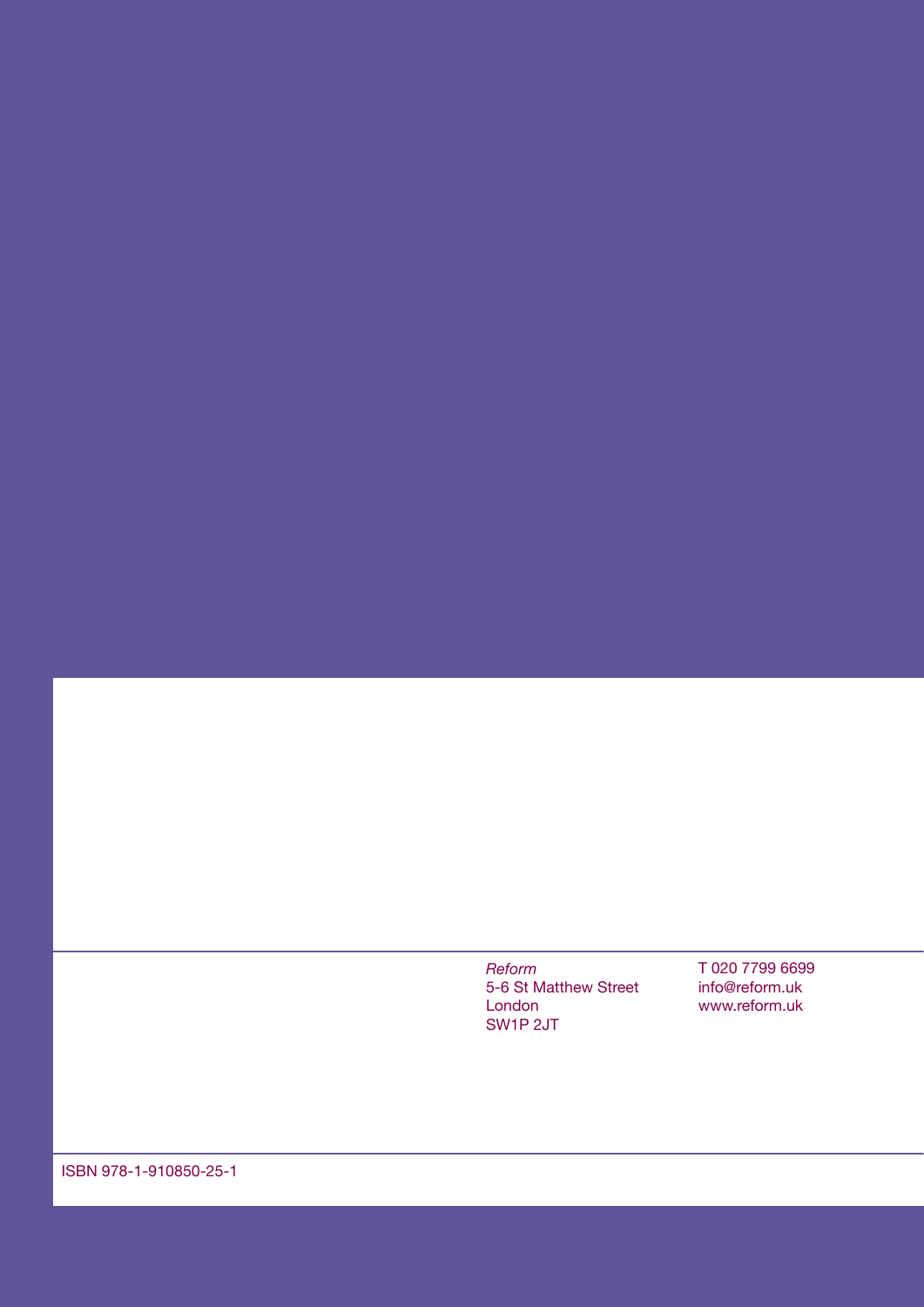*Reform*
5-6 St Matthew Street
London
SW1P 2JT

T 020 7799 6699
info@reform.uk
www.reform.uk

ISBN 978-1-910850-25-1